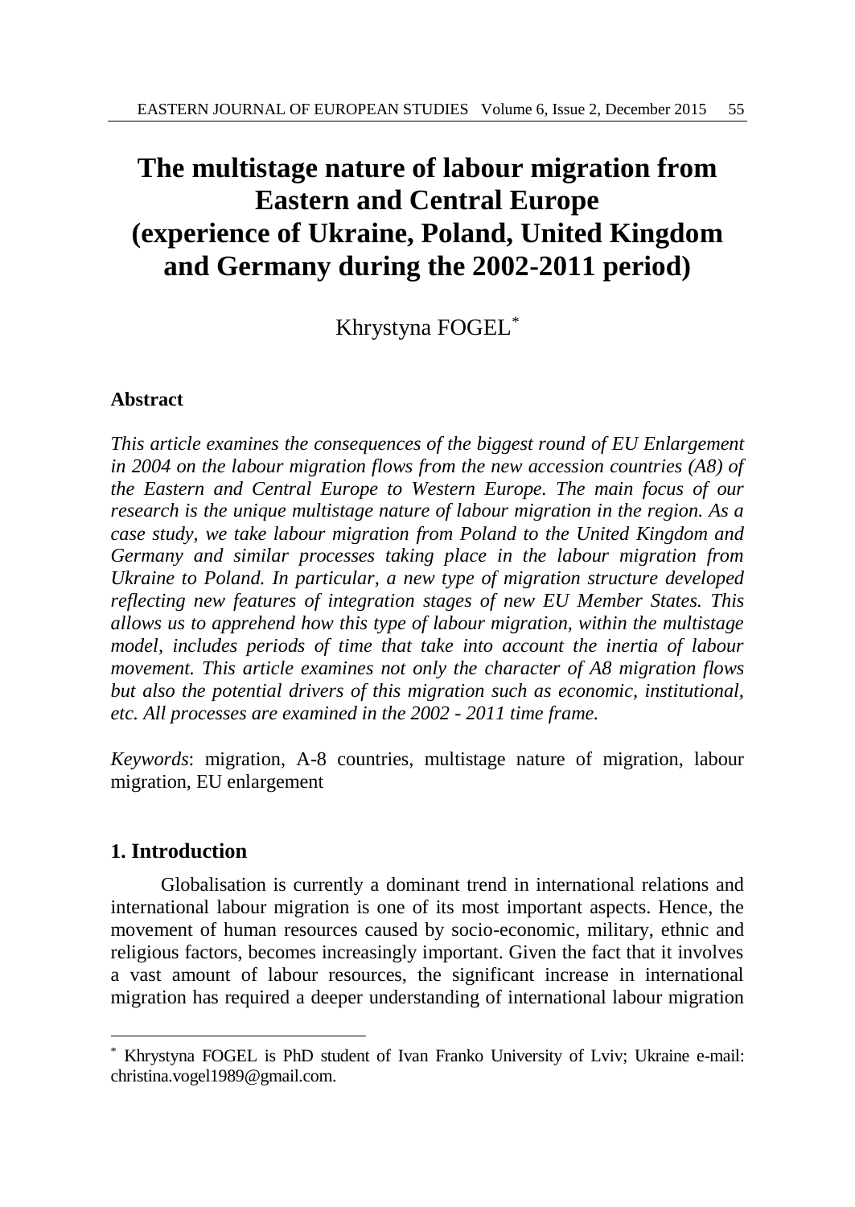# The multistage nature of labour migration from Eastern and Central Europe (experience of Ukraine, Poland, United Kingdom and Germany during the 2002-2011 period)

Khrystyna FOGEL*

## Abstract

*This article examines the consequences of the biggest round of EU Enlargement in 2004 on the labour migration flows from the new accession countries (A8) of the Eastern and Central Europe to Western Europe. The main focus of our research is the unique multistage nature of labour migration in the region. As a case study, we take labour migration from Poland to the United Kingdom and Germany and similar processes taking place in the labour migration from Ukraine to Poland. In particular, a new type of migration structure developed reflecting new features of integration stages of new EU Member States. This allows us to apprehend how this type of labour migration, within the multistage model, includes periods of time that take into account the inertia of labour movement. This article examines not only the character of A8 migration flows but also the potential drivers of this migration such as economic, institutional, etc. All processes are examined in the 2002 - 2011 time frame.*

*Keywords*: migration, A-8 countries, multistage nature of migration, labour migration, EU enlargement

## 1. Introduction

Globalisation is currently a dominant trend in international relations and international labour migration is one of its most important aspects. Hence, the movement of human resources caused by socio-economic, military, ethnic and religious factors, becomes increasingly important. Given the fact that it involves a vast amount of labour resources, the significant increase in international migration has required a deeper understanding of international labour migration

---

* Khrystyna FOGEL is PhD student of Ivan Franko University of Lviv; Ukraine e-mail: christina.vogel1989@gmail.com.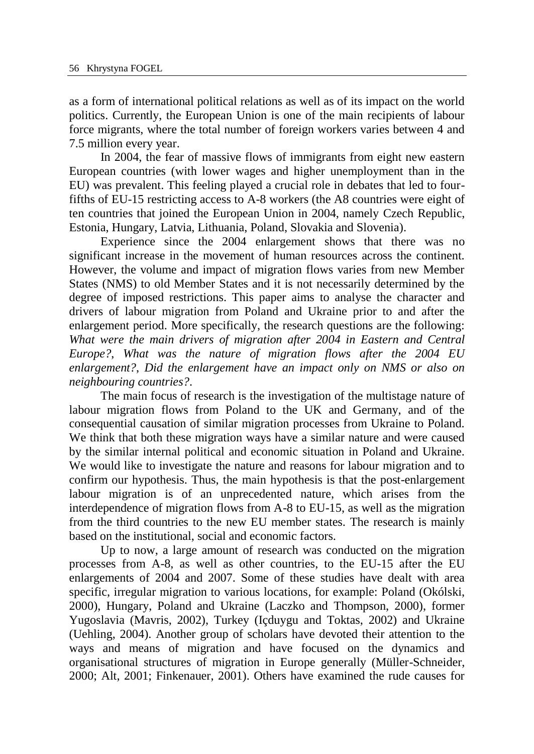as a form of international political relations as well as of its impact on the world politics. Currently, the European Union is one of the main recipients of labour force migrants, where the total number of foreign workers varies between 4 and 7.5 million every year.

In 2004, the fear of massive flows of immigrants from eight new eastern European countries (with lower wages and higher unemployment than in the EU) was prevalent. This feeling played a crucial role in debates that led to four-fifths of EU-15 restricting access to A-8 workers (the A8 countries were eight of ten countries that joined the European Union in 2004, namely Czech Republic, Estonia, Hungary, Latvia, Lithuania, Poland, Slovakia and Slovenia).

Experience since the 2004 enlargement shows that there was no significant increase in the movement of human resources across the continent. However, the volume and impact of migration flows varies from new Member States (NMS) to old Member States and it is not necessarily determined by the degree of imposed restrictions. This paper aims to analyse the character and drivers of labour migration from Poland and Ukraine prior to and after the enlargement period. More specifically, the research questions are the following: *What were the main drivers of migration after 2004 in Eastern and Central Europe?*, *What was the nature of migration flows after the 2004 EU enlargement?*, *Did the enlargement have an impact only on NMS or also on neighbouring countries?*.

The main focus of research is the investigation of the multistage nature of labour migration flows from Poland to the UK and Germany, and of the consequential causation of similar migration processes from Ukraine to Poland. We think that both these migration ways have a similar nature and were caused by the similar internal political and economic situation in Poland and Ukraine. We would like to investigate the nature and reasons for labour migration and to confirm our hypothesis. Thus, the main hypothesis is that the post-enlargement labour migration is of an unprecedented nature, which arises from the interdependence of migration flows from A-8 to EU-15, as well as the migration from the third countries to the new EU member states. The research is mainly based on the institutional, social and economic factors.

Up to now, a large amount of research was conducted on the migration processes from A-8, as well as other countries, to the EU-15 after the EU enlargements of 2004 and 2007. Some of these studies have dealt with area specific, irregular migration to various locations, for example: Poland (Okólski, 2000), Hungary, Poland and Ukraine (Laczko and Thompson, 2000), former Yugoslavia (Mavris, 2002), Turkey (Içduygu and Toktas, 2002) and Ukraine (Uehling, 2004). Another group of scholars have devoted their attention to the ways and means of migration and have focused on the dynamics and organisational structures of migration in Europe generally (Müller-Schneider, 2000; Alt, 2001; Finkenauer, 2001). Others have examined the rude causes for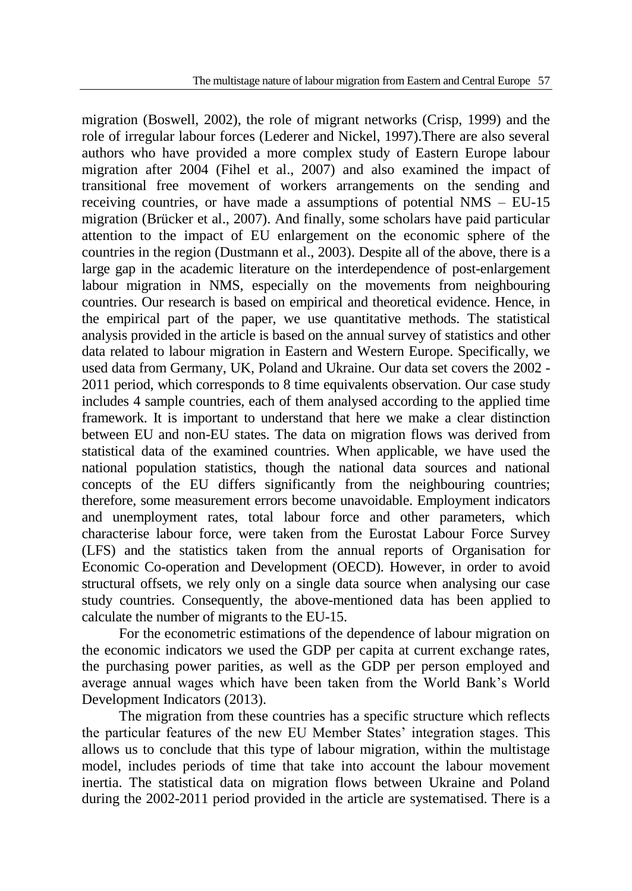migration (Boswell, 2002), the role of migrant networks (Crisp, 1999) and the role of irregular labour forces (Lederer and Nickel, 1997).There are also several authors who have provided a more complex study of Eastern Europe labour migration after 2004 (Fihel et al., 2007) and also examined the impact of transitional free movement of workers arrangements on the sending and receiving countries, or have made a assumptions of potential NMS – EU-15 migration (Brücker et al., 2007). And finally, some scholars have paid particular attention to the impact of EU enlargement on the economic sphere of the countries in the region (Dustmann et al., 2003). Despite all of the above, there is a large gap in the academic literature on the interdependence of post-enlargement labour migration in NMS, especially on the movements from neighbouring countries. Our research is based on empirical and theoretical evidence. Hence, in the empirical part of the paper, we use quantitative methods. The statistical analysis provided in the article is based on the annual survey of statistics and other data related to labour migration in Eastern and Western Europe. Specifically, we used data from Germany, UK, Poland and Ukraine. Our data set covers the 2002 - 2011 period, which corresponds to 8 time equivalents observation. Our case study includes 4 sample countries, each of them analysed according to the applied time framework. It is important to understand that here we make a clear distinction between EU and non-EU states. The data on migration flows was derived from statistical data of the examined countries. When applicable, we have used the national population statistics, though the national data sources and national concepts of the EU differs significantly from the neighbouring countries; therefore, some measurement errors become unavoidable. Employment indicators and unemployment rates, total labour force and other parameters, which characterise labour force, were taken from the Eurostat Labour Force Survey (LFS) and the statistics taken from the annual reports of Organisation for Economic Co-operation and Development (OECD). However, in order to avoid structural offsets, we rely only on a single data source when analysing our case study countries. Consequently, the above-mentioned data has been applied to calculate the number of migrants to the EU-15.

For the econometric estimations of the dependence of labour migration on the economic indicators we used the GDP per capita at current exchange rates, the purchasing power parities, as well as the GDP per person employed and average annual wages which have been taken from the World Bank's World Development Indicators (2013).

The migration from these countries has a specific structure which reflects the particular features of the new EU Member States' integration stages. This allows us to conclude that this type of labour migration, within the multistage model, includes periods of time that take into account the labour movement inertia. The statistical data on migration flows between Ukraine and Poland during the 2002-2011 period provided in the article are systematised. There is a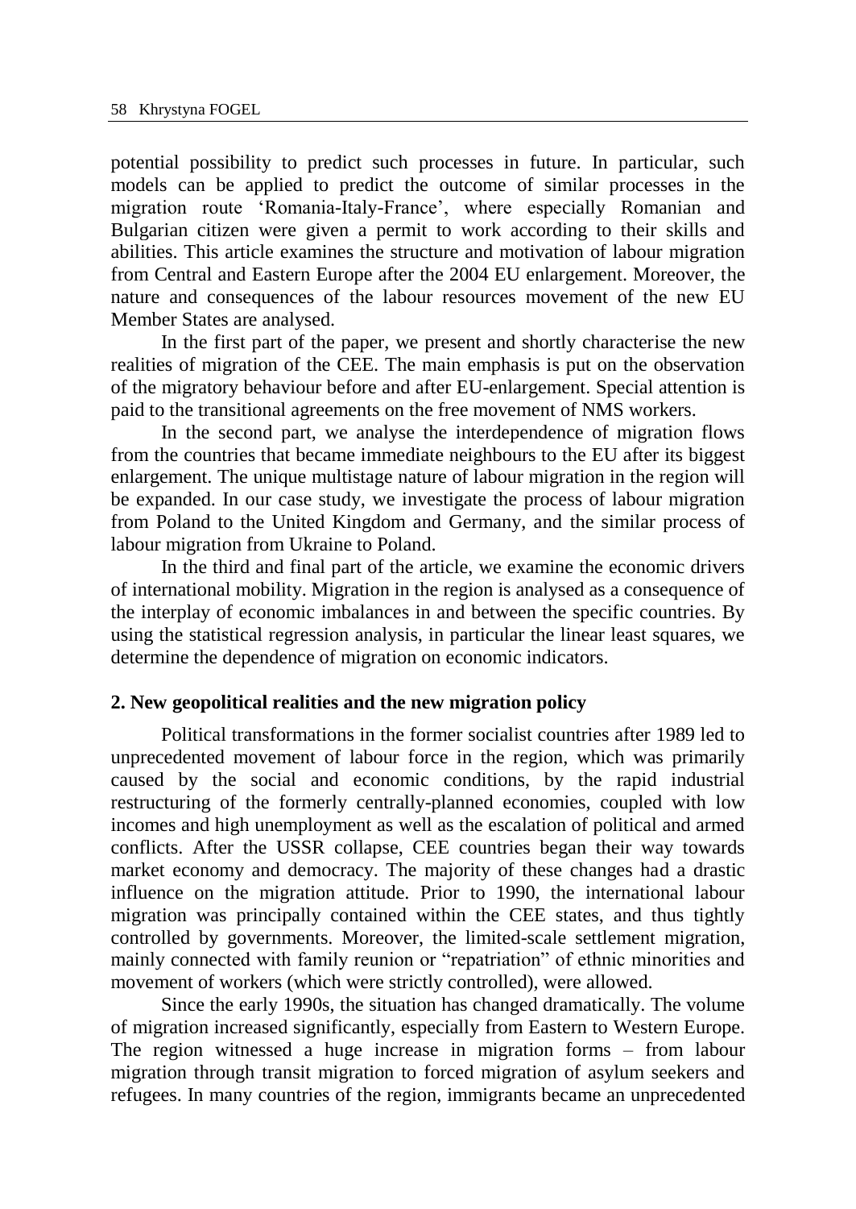potential possibility to predict such processes in future. In particular, such models can be applied to predict the outcome of similar processes in the migration route 'Romania-Italy-France', where especially Romanian and Bulgarian citizen were given a permit to work according to their skills and abilities. This article examines the structure and motivation of labour migration from Central and Eastern Europe after the 2004 EU enlargement. Moreover, the nature and consequences of the labour resources movement of the new EU Member States are analysed.

In the first part of the paper, we present and shortly characterise the new realities of migration of the CEE. The main emphasis is put on the observation of the migratory behaviour before and after EU-enlargement. Special attention is paid to the transitional agreements on the free movement of NMS workers.

In the second part, we analyse the interdependence of migration flows from the countries that became immediate neighbours to the EU after its biggest enlargement. The unique multistage nature of labour migration in the region will be expanded. In our case study, we investigate the process of labour migration from Poland to the United Kingdom and Germany, and the similar process of labour migration from Ukraine to Poland.

In the third and final part of the article, we examine the economic drivers of international mobility. Migration in the region is analysed as a consequence of the interplay of economic imbalances in and between the specific countries. By using the statistical regression analysis, in particular the linear least squares, we determine the dependence of migration on economic indicators.

## 2. New geopolitical realities and the new migration policy

Political transformations in the former socialist countries after 1989 led to unprecedented movement of labour force in the region, which was primarily caused by the social and economic conditions, by the rapid industrial restructuring of the formerly centrally-planned economies, coupled with low incomes and high unemployment as well as the escalation of political and armed conflicts. After the USSR collapse, CEE countries began their way towards market economy and democracy. The majority of these changes had a drastic influence on the migration attitude. Prior to 1990, the international labour migration was principally contained within the CEE states, and thus tightly controlled by governments. Moreover, the limited-scale settlement migration, mainly connected with family reunion or "repatriation" of ethnic minorities and movement of workers (which were strictly controlled), were allowed.

Since the early 1990s, the situation has changed dramatically. The volume of migration increased significantly, especially from Eastern to Western Europe. The region witnessed a huge increase in migration forms – from labour migration through transit migration to forced migration of asylum seekers and refugees. In many countries of the region, immigrants became an unprecedented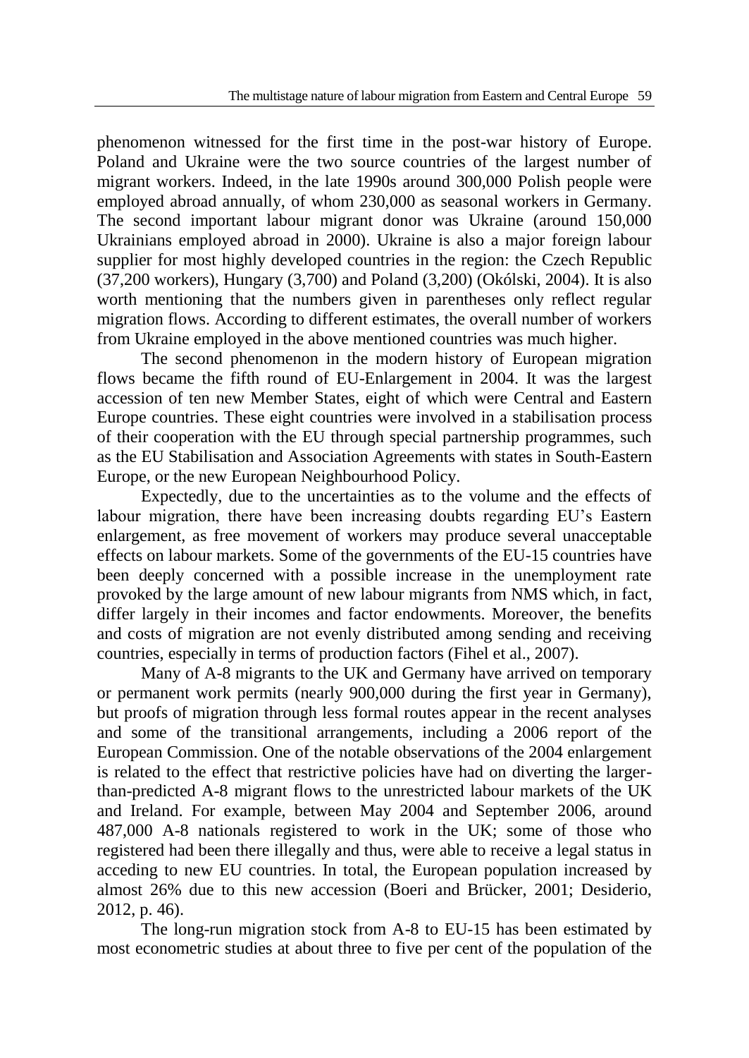phenomenon witnessed for the first time in the post-war history of Europe. Poland and Ukraine were the two source countries of the largest number of migrant workers. Indeed, in the late 1990s around 300,000 Polish people were employed abroad annually, of whom 230,000 as seasonal workers in Germany. The second important labour migrant donor was Ukraine (around 150,000 Ukrainians employed abroad in 2000). Ukraine is also a major foreign labour supplier for most highly developed countries in the region: the Czech Republic (37,200 workers), Hungary (3,700) and Poland (3,200) (Okólski, 2004). It is also worth mentioning that the numbers given in parentheses only reflect regular migration flows. According to different estimates, the overall number of workers from Ukraine employed in the above mentioned countries was much higher.

The second phenomenon in the modern history of European migration flows became the fifth round of EU-Enlargement in 2004. It was the largest accession of ten new Member States, eight of which were Central and Eastern Europe countries. These eight countries were involved in a stabilisation process of their cooperation with the EU through special partnership programmes, such as the EU Stabilisation and Association Agreements with states in South-Eastern Europe, or the new European Neighbourhood Policy.

Expectedly, due to the uncertainties as to the volume and the effects of labour migration, there have been increasing doubts regarding EU's Eastern enlargement, as free movement of workers may produce several unacceptable effects on labour markets. Some of the governments of the EU-15 countries have been deeply concerned with a possible increase in the unemployment rate provoked by the large amount of new labour migrants from NMS which, in fact, differ largely in their incomes and factor endowments. Moreover, the benefits and costs of migration are not evenly distributed among sending and receiving countries, especially in terms of production factors (Fihel et al., 2007).

Many of A-8 migrants to the UK and Germany have arrived on temporary or permanent work permits (nearly 900,000 during the first year in Germany), but proofs of migration through less formal routes appear in the recent analyses and some of the transitional arrangements, including a 2006 report of the European Commission. One of the notable observations of the 2004 enlargement is related to the effect that restrictive policies have had on diverting the larger-than-predicted A-8 migrant flows to the unrestricted labour markets of the UK and Ireland. For example, between May 2004 and September 2006, around 487,000 A-8 nationals registered to work in the UK; some of those who registered had been there illegally and thus, were able to receive a legal status in acceding to new EU countries. In total, the European population increased by almost 26% due to this new accession (Boeri and Brücker, 2001; Desiderio, 2012, p. 46).

The long-run migration stock from A-8 to EU-15 has been estimated by most econometric studies at about three to five per cent of the population of the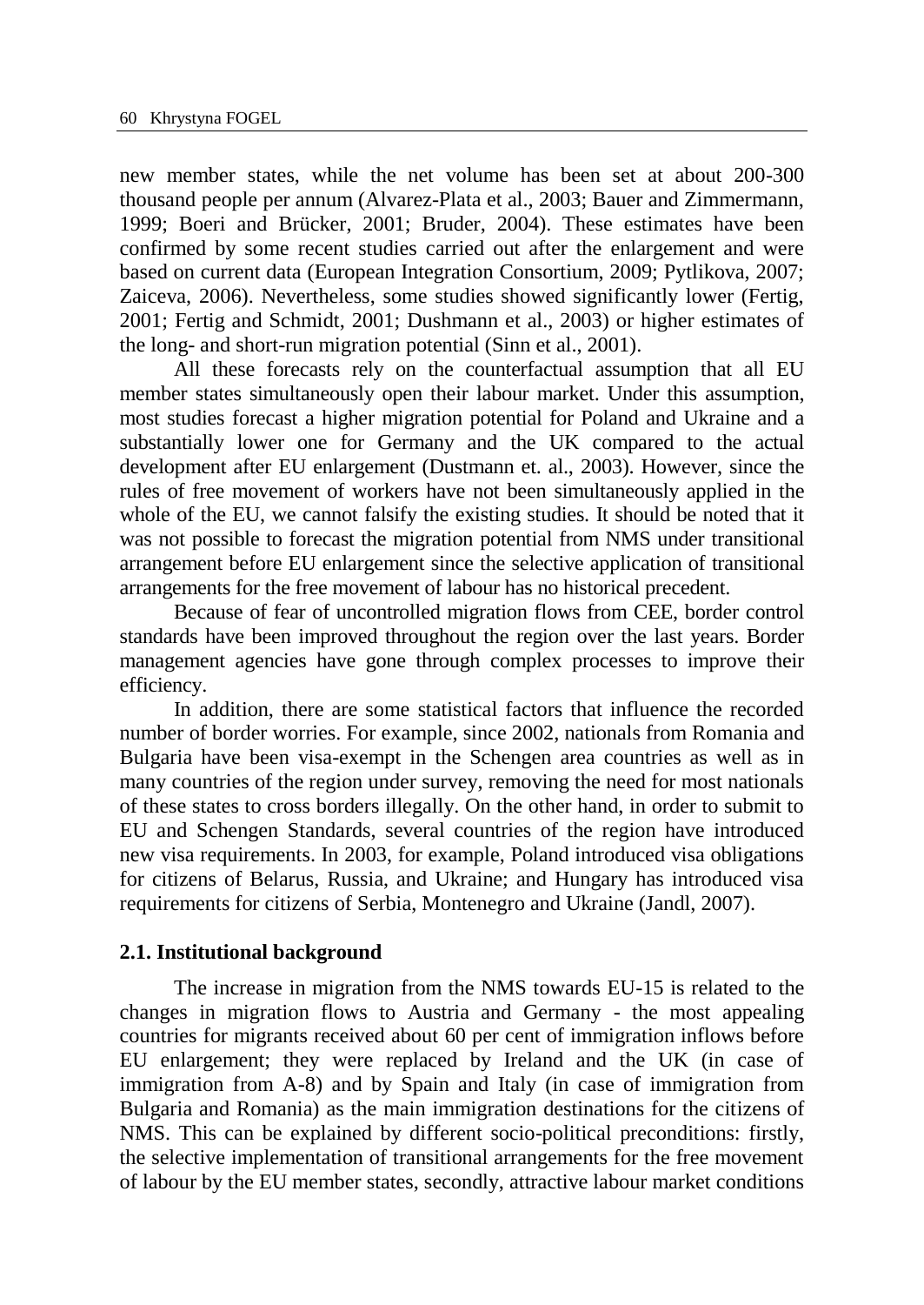new member states, while the net volume has been set at about 200-300 thousand people per annum (Alvarez-Plata et al., 2003; Bauer and Zimmermann, 1999; Boeri and Brücker, 2001; Bruder, 2004). These estimates have been confirmed by some recent studies carried out after the enlargement and were based on current data (European Integration Consortium, 2009; Pytlikova, 2007; Zaiceva, 2006). Nevertheless, some studies showed significantly lower (Fertig, 2001; Fertig and Schmidt, 2001; Dushmann et al., 2003) or higher estimates of the long- and short-run migration potential (Sinn et al., 2001).

All these forecasts rely on the counterfactual assumption that all EU member states simultaneously open their labour market. Under this assumption, most studies forecast a higher migration potential for Poland and Ukraine and a substantially lower one for Germany and the UK compared to the actual development after EU enlargement (Dustmann et. al., 2003). However, since the rules of free movement of workers have not been simultaneously applied in the whole of the EU, we cannot falsify the existing studies. It should be noted that it was not possible to forecast the migration potential from NMS under transitional arrangement before EU enlargement since the selective application of transitional arrangements for the free movement of labour has no historical precedent.

Because of fear of uncontrolled migration flows from CEE, border control standards have been improved throughout the region over the last years. Border management agencies have gone through complex processes to improve their efficiency.

In addition, there are some statistical factors that influence the recorded number of border worries. For example, since 2002, nationals from Romania and Bulgaria have been visa-exempt in the Schengen area countries as well as in many countries of the region under survey, removing the need for most nationals of these states to cross borders illegally. On the other hand, in order to submit to EU and Schengen Standards, several countries of the region have introduced new visa requirements. In 2003, for example, Poland introduced visa obligations for citizens of Belarus, Russia, and Ukraine; and Hungary has introduced visa requirements for citizens of Serbia, Montenegro and Ukraine (Jandl, 2007).

## 2.1. Institutional background

The increase in migration from the NMS towards EU-15 is related to the changes in migration flows to Austria and Germany - the most appealing countries for migrants received about 60 per cent of immigration inflows before EU enlargement; they were replaced by Ireland and the UK (in case of immigration from A-8) and by Spain and Italy (in case of immigration from Bulgaria and Romania) as the main immigration destinations for the citizens of NMS. This can be explained by different socio-political preconditions: firstly, the selective implementation of transitional arrangements for the free movement of labour by the EU member states, secondly, attractive labour market conditions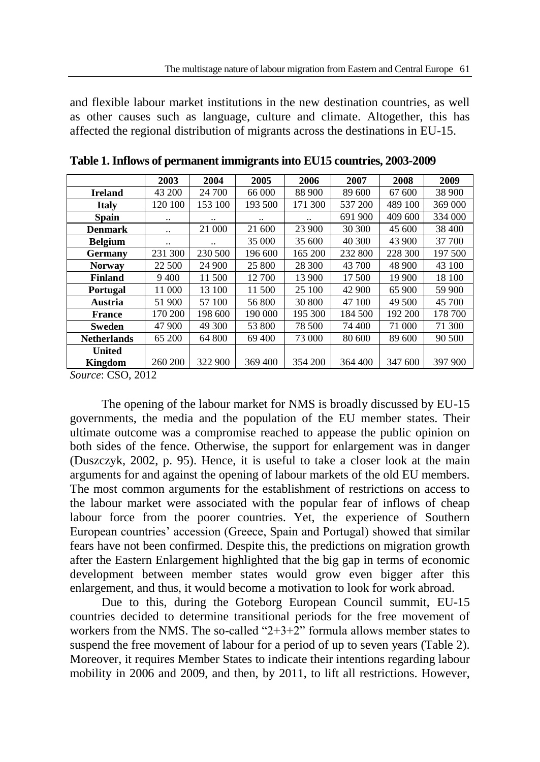and flexible labour market institutions in the new destination countries, as well as other causes such as language, culture and climate. Altogether, this has affected the regional distribution of migrants across the destinations in EU-15.

**Table 1. Inflows of permanent immigrants into EU15 countries, 2003-2009**

| | 2003 | 2004 | 2005 | 2006 | 2007 | 2008 | 2009 |
|---|---|---|---|---|---|---|---|
| **Ireland** | 43 200 | 24 700 | 66 000 | 88 900 | 89 600 | 67 600 | 38 900 |
| **Italy** | 120 100 | 153 100 | 193 500 | 171 300 | 537 200 | 489 100 | 369 000 |
| **Spain** | .. | .. | .. | .. | 691 900 | 409 600 | 334 000 |
| **Denmark** | .. | 21 000 | 21 600 | 23 900 | 30 300 | 45 600 | 38 400 |
| **Belgium** | .. | .. | 35 000 | 35 600 | 40 300 | 43 900 | 37 700 |
| **Germany** | 231 300 | 230 500 | 196 600 | 165 200 | 232 800 | 228 300 | 197 500 |
| **Norway** | 22 500 | 24 900 | 25 800 | 28 300 | 43 700 | 48 900 | 43 100 |
| **Finland** | 9 400 | 11 500 | 12 700 | 13 900 | 17 500 | 19 900 | 18 100 |
| **Portugal** | 11 000 | 13 100 | 11 500 | 25 100 | 42 900 | 65 900 | 59 900 |
| **Austria** | 51 900 | 57 100 | 56 800 | 30 800 | 47 100 | 49 500 | 45 700 |
| **France** | 170 200 | 198 600 | 190 000 | 195 300 | 184 500 | 192 200 | 178 700 |
| **Sweden** | 47 900 | 49 300 | 53 800 | 78 500 | 74 400 | 71 000 | 71 300 |
| **Netherlands** | 65 200 | 64 800 | 69 400 | 73 000 | 80 600 | 89 600 | 90 500 |
| **United Kingdom** | 260 200 | 322 900 | 369 400 | 354 200 | 364 400 | 347 600 | 397 900 |

*Source*: CSO, 2012

The opening of the labour market for NMS is broadly discussed by EU-15 governments, the media and the population of the EU member states. Their ultimate outcome was a compromise reached to appease the public opinion on both sides of the fence. Otherwise, the support for enlargement was in danger (Duszczyk, 2002, p. 95). Hence, it is useful to take a closer look at the main arguments for and against the opening of labour markets of the old EU members. The most common arguments for the establishment of restrictions on access to the labour market were associated with the popular fear of inflows of cheap labour force from the poorer countries. Yet, the experience of Southern European countries' accession (Greece, Spain and Portugal) showed that similar fears have not been confirmed. Despite this, the predictions on migration growth after the Eastern Enlargement highlighted that the big gap in terms of economic development between member states would grow even bigger after this enlargement, and thus, it would become a motivation to look for work abroad.

Due to this, during the Goteborg European Council summit, EU-15 countries decided to determine transitional periods for the free movement of workers from the NMS. The so-called "2+3+2" formula allows member states to suspend the free movement of labour for a period of up to seven years (Table 2). Moreover, it requires Member States to indicate their intentions regarding labour mobility in 2006 and 2009, and then, by 2011, to lift all restrictions. However,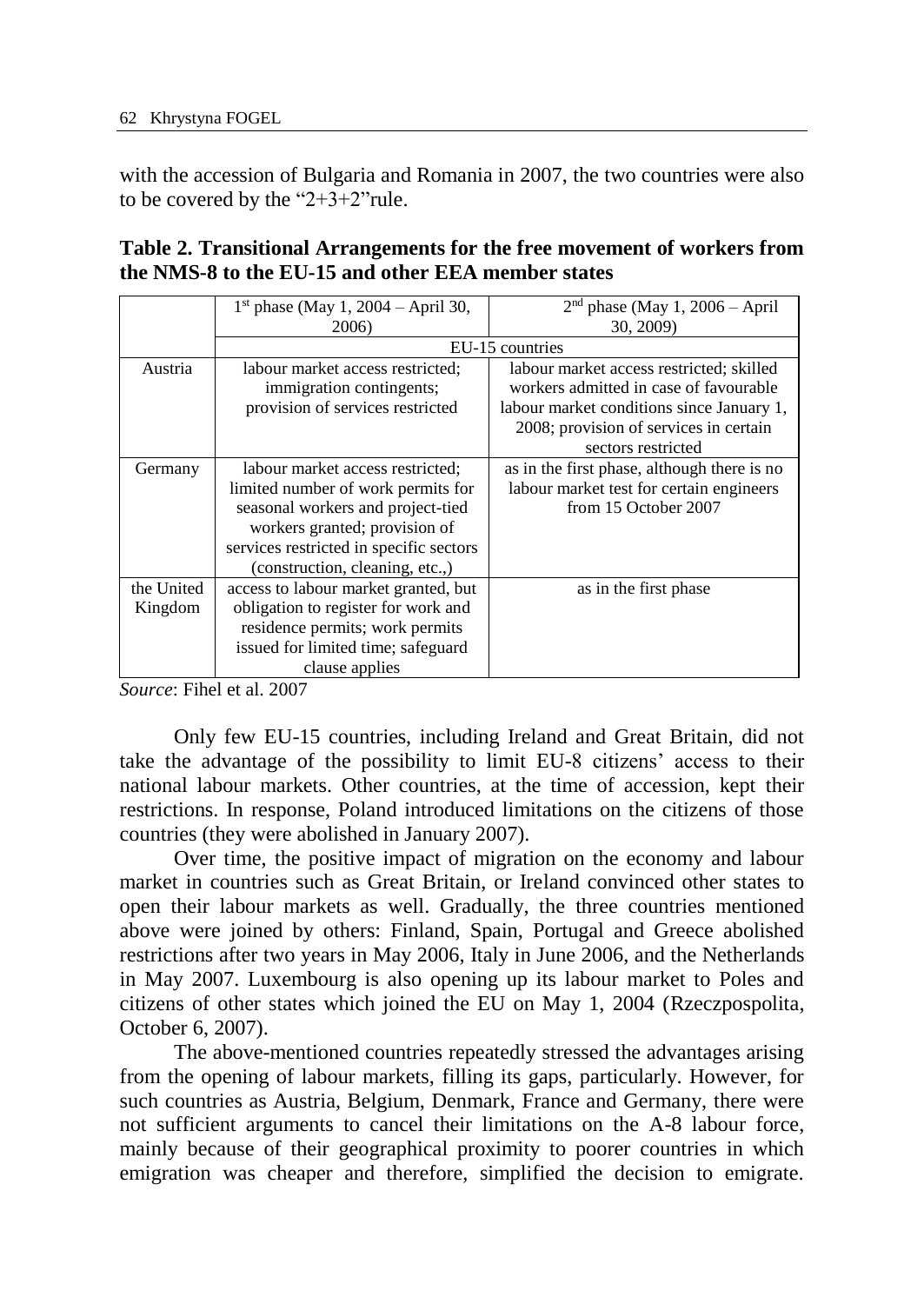with the accession of Bulgaria and Romania in 2007, the two countries were also to be covered by the "2+3+2"rule.

**Table 2. Transitional Arrangements for the free movement of workers from the NMS-8 to the EU-15 and other EEA member states**

| | 1st phase (May 1, 2004 – April 30, 2006) | 2nd phase (May 1, 2006 – April 30, 2009) |
|---|---|---|
| | EU-15 countries | |
| Austria | labour market access restricted; immigration contingents; provision of services restricted | labour market access restricted; skilled workers admitted in case of favourable labour market conditions since January 1, 2008; provision of services in certain sectors restricted |
| Germany | labour market access restricted; limited number of work permits for seasonal workers and project-tied workers granted; provision of services restricted in specific sectors (construction, cleaning, etc.,) | as in the first phase, although there is no labour market test for certain engineers from 15 October 2007 |
| the United Kingdom | access to labour market granted, but obligation to register for work and residence permits; work permits issued for limited time; safeguard clause applies | as in the first phase |

*Source*: Fihel et al. 2007

Only few EU-15 countries, including Ireland and Great Britain, did not take the advantage of the possibility to limit EU-8 citizens' access to their national labour markets. Other countries, at the time of accession, kept their restrictions. In response, Poland introduced limitations on the citizens of those countries (they were abolished in January 2007).

Over time, the positive impact of migration on the economy and labour market in countries such as Great Britain, or Ireland convinced other states to open their labour markets as well. Gradually, the three countries mentioned above were joined by others: Finland, Spain, Portugal and Greece abolished restrictions after two years in May 2006, Italy in June 2006, and the Netherlands in May 2007. Luxembourg is also opening up its labour market to Poles and citizens of other states which joined the EU on May 1, 2004 (Rzeczpospolita, October 6, 2007).

The above-mentioned countries repeatedly stressed the advantages arising from the opening of labour markets, filling its gaps, particularly. However, for such countries as Austria, Belgium, Denmark, France and Germany, there were not sufficient arguments to cancel their limitations on the A-8 labour force, mainly because of their geographical proximity to poorer countries in which emigration was cheaper and therefore, simplified the decision to emigrate.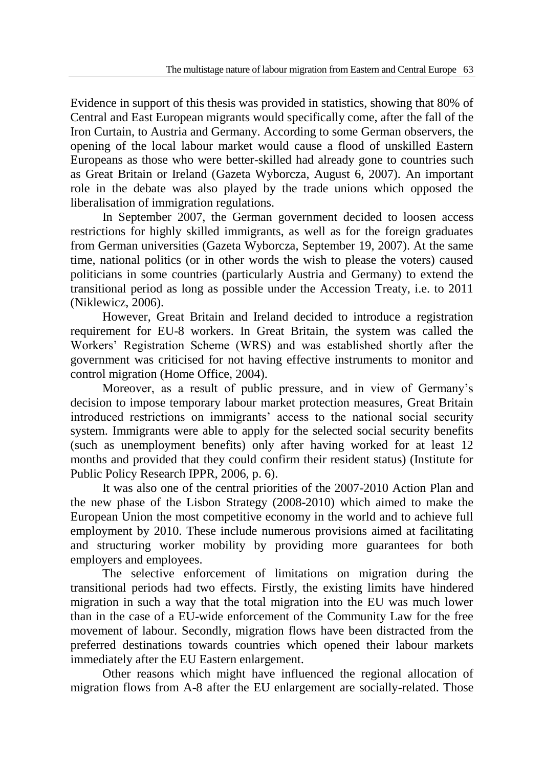Evidence in support of this thesis was provided in statistics, showing that 80% of Central and East European migrants would specifically come, after the fall of the Iron Curtain, to Austria and Germany. According to some German observers, the opening of the local labour market would cause a flood of unskilled Eastern Europeans as those who were better-skilled had already gone to countries such as Great Britain or Ireland (Gazeta Wyborcza, August 6, 2007). An important role in the debate was also played by the trade unions which opposed the liberalisation of immigration regulations.

In September 2007, the German government decided to loosen access restrictions for highly skilled immigrants, as well as for the foreign graduates from German universities (Gazeta Wyborcza, September 19, 2007). At the same time, national politics (or in other words the wish to please the voters) caused politicians in some countries (particularly Austria and Germany) to extend the transitional period as long as possible under the Accession Treaty, i.e. to 2011 (Niklewicz, 2006).

However, Great Britain and Ireland decided to introduce a registration requirement for EU-8 workers. In Great Britain, the system was called the Workers' Registration Scheme (WRS) and was established shortly after the government was criticised for not having effective instruments to monitor and control migration (Home Office, 2004).

Moreover, as a result of public pressure, and in view of Germany's decision to impose temporary labour market protection measures, Great Britain introduced restrictions on immigrants' access to the national social security system. Immigrants were able to apply for the selected social security benefits (such as unemployment benefits) only after having worked for at least 12 months and provided that they could confirm their resident status) (Institute for Public Policy Research IPPR, 2006, p. 6).

It was also one of the central priorities of the 2007-2010 Action Plan and the new phase of the Lisbon Strategy (2008-2010) which aimed to make the European Union the most competitive economy in the world and to achieve full employment by 2010. These include numerous provisions aimed at facilitating and structuring worker mobility by providing more guarantees for both employers and employees.

The selective enforcement of limitations on migration during the transitional periods had two effects. Firstly, the existing limits have hindered migration in such a way that the total migration into the EU was much lower than in the case of a EU-wide enforcement of the Community Law for the free movement of labour. Secondly, migration flows have been distracted from the preferred destinations towards countries which opened their labour markets immediately after the EU Eastern enlargement.

Other reasons which might have influenced the regional allocation of migration flows from A-8 after the EU enlargement are socially-related. Those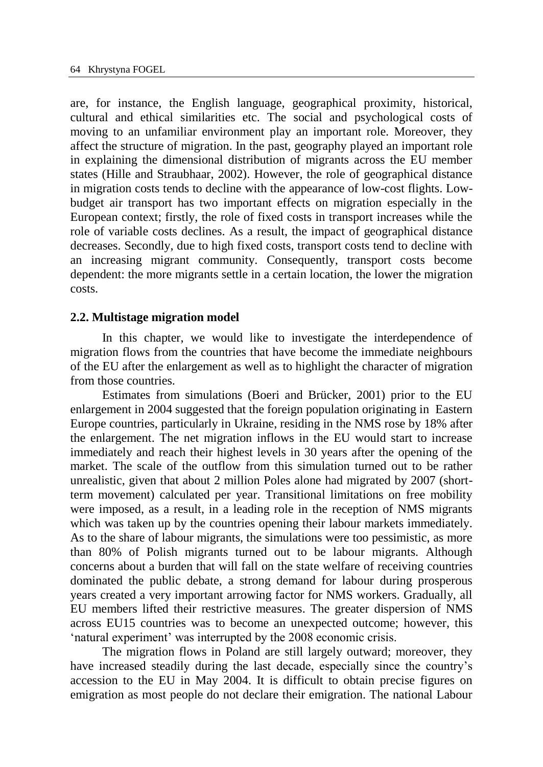are, for instance, the English language, geographical proximity, historical, cultural and ethical similarities etc. The social and psychological costs of moving to an unfamiliar environment play an important role. Moreover, they affect the structure of migration. In the past, geography played an important role in explaining the dimensional distribution of migrants across the EU member states (Hille and Straubhaar, 2002). However, the role of geographical distance in migration costs tends to decline with the appearance of low-cost flights. Low-budget air transport has two important effects on migration especially in the European context; firstly, the role of fixed costs in transport increases while the role of variable costs declines. As a result, the impact of geographical distance decreases. Secondly, due to high fixed costs, transport costs tend to decline with an increasing migrant community. Consequently, transport costs become dependent: the more migrants settle in a certain location, the lower the migration costs.

### 2.2. Multistage migration model

In this chapter, we would like to investigate the interdependence of migration flows from the countries that have become the immediate neighbours of the EU after the enlargement as well as to highlight the character of migration from those countries.

Estimates from simulations (Boeri and Brücker, 2001) prior to the EU enlargement in 2004 suggested that the foreign population originating in Eastern Europe countries, particularly in Ukraine, residing in the NMS rose by 18% after the enlargement. The net migration inflows in the EU would start to increase immediately and reach their highest levels in 30 years after the opening of the market. The scale of the outflow from this simulation turned out to be rather unrealistic, given that about 2 million Poles alone had migrated by 2007 (short-term movement) calculated per year. Transitional limitations on free mobility were imposed, as a result, in a leading role in the reception of NMS migrants which was taken up by the countries opening their labour markets immediately. As to the share of labour migrants, the simulations were too pessimistic, as more than 80% of Polish migrants turned out to be labour migrants. Although concerns about a burden that will fall on the state welfare of receiving countries dominated the public debate, a strong demand for labour during prosperous years created a very important arrowing factor for NMS workers. Gradually, all EU members lifted their restrictive measures. The greater dispersion of NMS across EU15 countries was to become an unexpected outcome; however, this 'natural experiment' was interrupted by the 2008 economic crisis.

The migration flows in Poland are still largely outward; moreover, they have increased steadily during the last decade, especially since the country's accession to the EU in May 2004. It is difficult to obtain precise figures on emigration as most people do not declare their emigration. The national Labour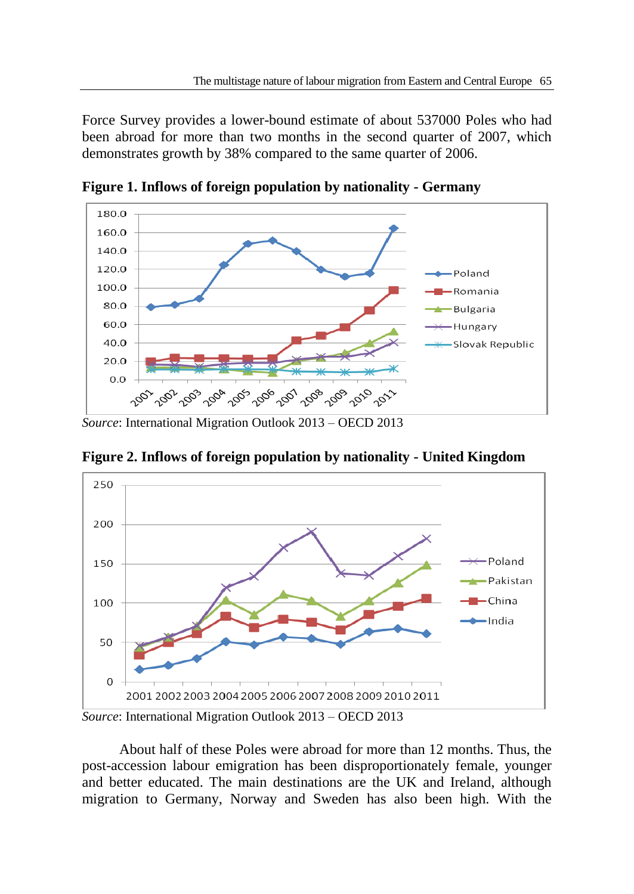Force Survey provides a lower-bound estimate of about 537000 Poles who had been abroad for more than two months in the second quarter of 2007, which demonstrates growth by 38% compared to the same quarter of 2006.

**Figure 1. Inflows of foreign population by nationality - Germany**

*Source*: International Migration Outlook 2013 – OECD 2013

**Figure 2. Inflows of foreign population by nationality - United Kingdom**

*Source*: International Migration Outlook 2013 – OECD 2013

About half of these Poles were abroad for more than 12 months. Thus, the post-accession labour emigration has been disproportionately female, younger and better educated. The main destinations are the UK and Ireland, although migration to Germany, Norway and Sweden has also been high. With the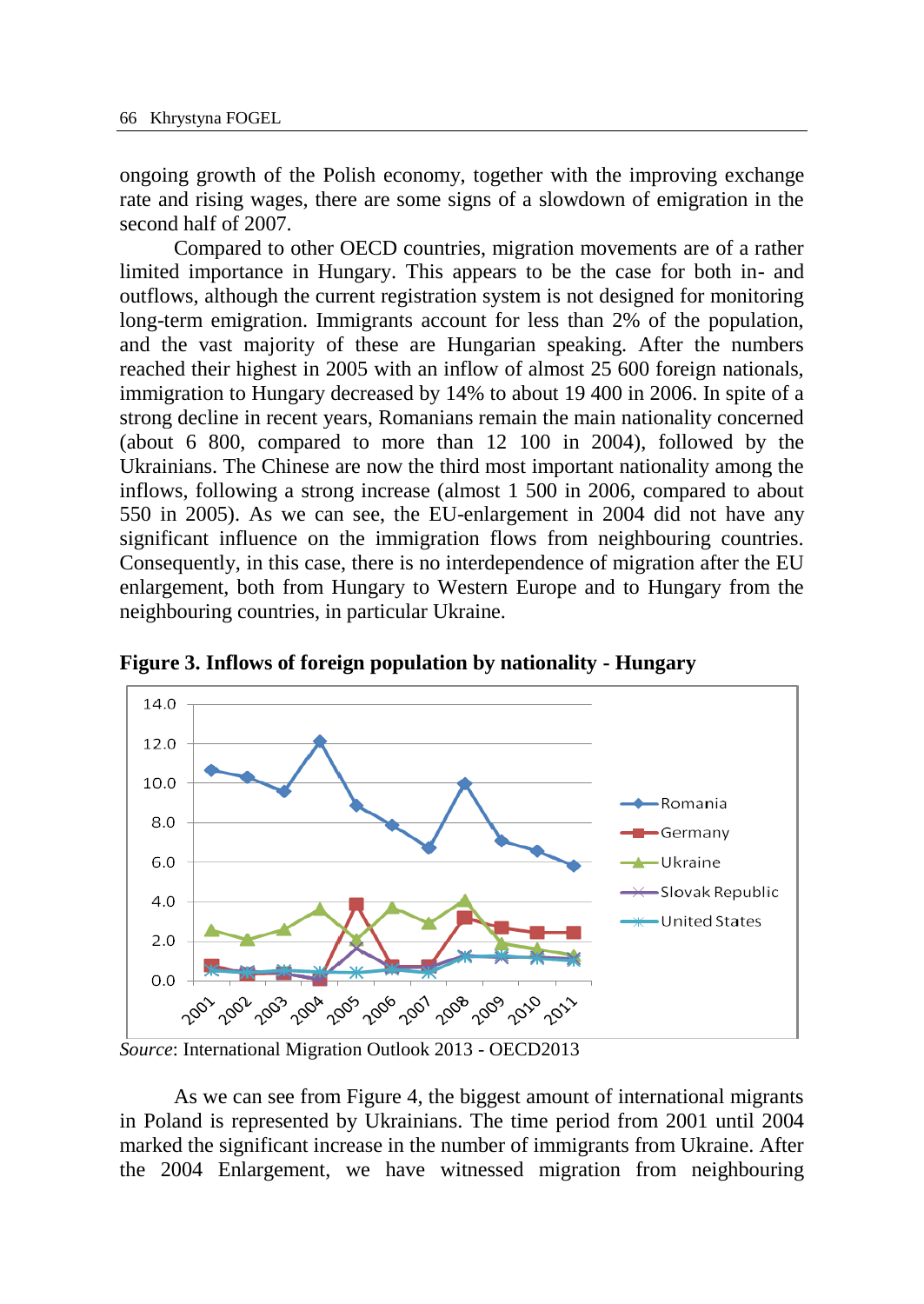ongoing growth of the Polish economy, together with the improving exchange rate and rising wages, there are some signs of a slowdown of emigration in the second half of 2007.

Compared to other OECD countries, migration movements are of a rather limited importance in Hungary. This appears to be the case for both in- and outflows, although the current registration system is not designed for monitoring long-term emigration. Immigrants account for less than 2% of the population, and the vast majority of these are Hungarian speaking. After the numbers reached their highest in 2005 with an inflow of almost 25 600 foreign nationals, immigration to Hungary decreased by 14% to about 19 400 in 2006. In spite of a strong decline in recent years, Romanians remain the main nationality concerned (about 6 800, compared to more than 12 100 in 2004), followed by the Ukrainians. The Chinese are now the third most important nationality among the inflows, following a strong increase (almost 1 500 in 2006, compared to about 550 in 2005). As we can see, the EU-enlargement in 2004 did not have any significant influence on the immigration flows from neighbouring countries. Consequently, in this case, there is no interdependence of migration after the EU enlargement, both from Hungary to Western Europe and to Hungary from the neighbouring countries, in particular Ukraine.

**Figure 3. Inflows of foreign population by nationality - Hungary**

*Source*: International Migration Outlook 2013 - OECD2013

As we can see from Figure 4, the biggest amount of international migrants in Poland is represented by Ukrainians. The time period from 2001 until 2004 marked the significant increase in the number of immigrants from Ukraine. After the 2004 Enlargement, we have witnessed migration from neighbouring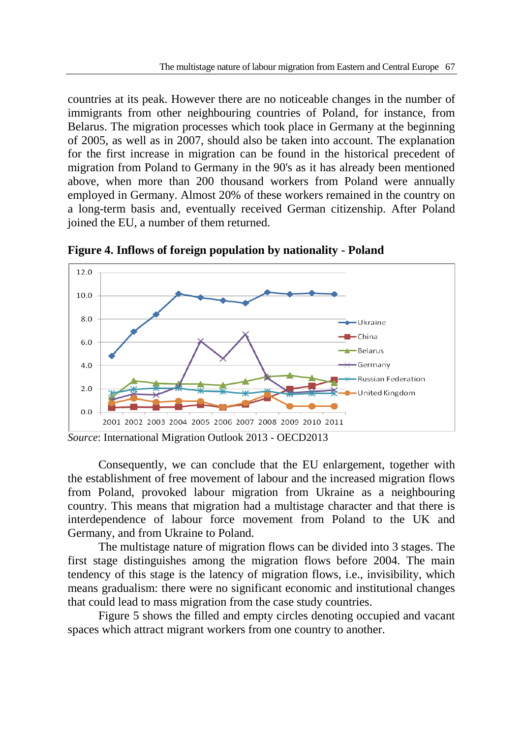countries at its peak. However there are no noticeable changes in the number of immigrants from other neighbouring countries of Poland, for instance, from Belarus. The migration processes which took place in Germany at the beginning of 2005, as well as in 2007, should also be taken into account. The explanation for the first increase in migration can be found in the historical precedent of migration from Poland to Germany in the 90's as it has already been mentioned above, when more than 200 thousand workers from Poland were annually employed in Germany. Almost 20% of these workers remained in the country on a long-term basis and, eventually received German citizenship. After Poland joined the EU, a number of them returned.

**Figure 4. Inflows of foreign population by nationality - Poland**

*Source*: International Migration Outlook 2013 - OECD2013

Consequently, we can conclude that the EU enlargement, together with the establishment of free movement of labour and the increased migration flows from Poland, provoked labour migration from Ukraine as a neighbouring country. This means that migration had a multistage character and that there is interdependence of labour force movement from Poland to the UK and Germany, and from Ukraine to Poland.

The multistage nature of migration flows can be divided into 3 stages. The first stage distinguishes among the migration flows before 2004. The main tendency of this stage is the latency of migration flows, i.e., invisibility, which means gradualism: there were no significant economic and institutional changes that could lead to mass migration from the case study countries.

Figure 5 shows the filled and empty circles denoting occupied and vacant spaces which attract migrant workers from one country to another.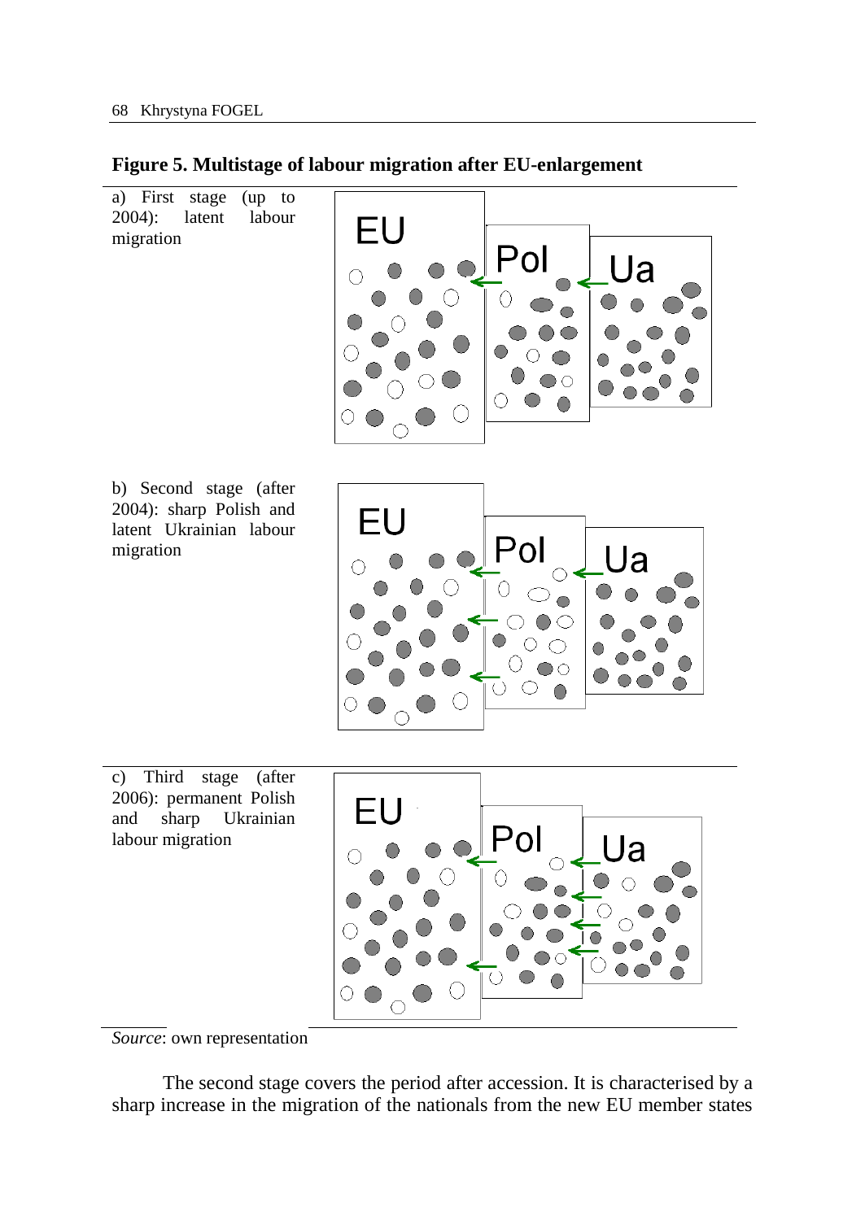**Figure 5. Multistage of labour migration after EU-enlargement**

a) First stage (up to 2004): latent labour migration

EU Pol Ua

b) Second stage (after 2004): sharp Polish and latent Ukrainian labour migration

EU Pol Ua

c) Third stage (after 2006): permanent Polish and sharp Ukrainian labour migration

EU Pol Ua

*Source*: own representation

The second stage covers the period after accession. It is characterised by a sharp increase in the migration of the nationals from the new EU member states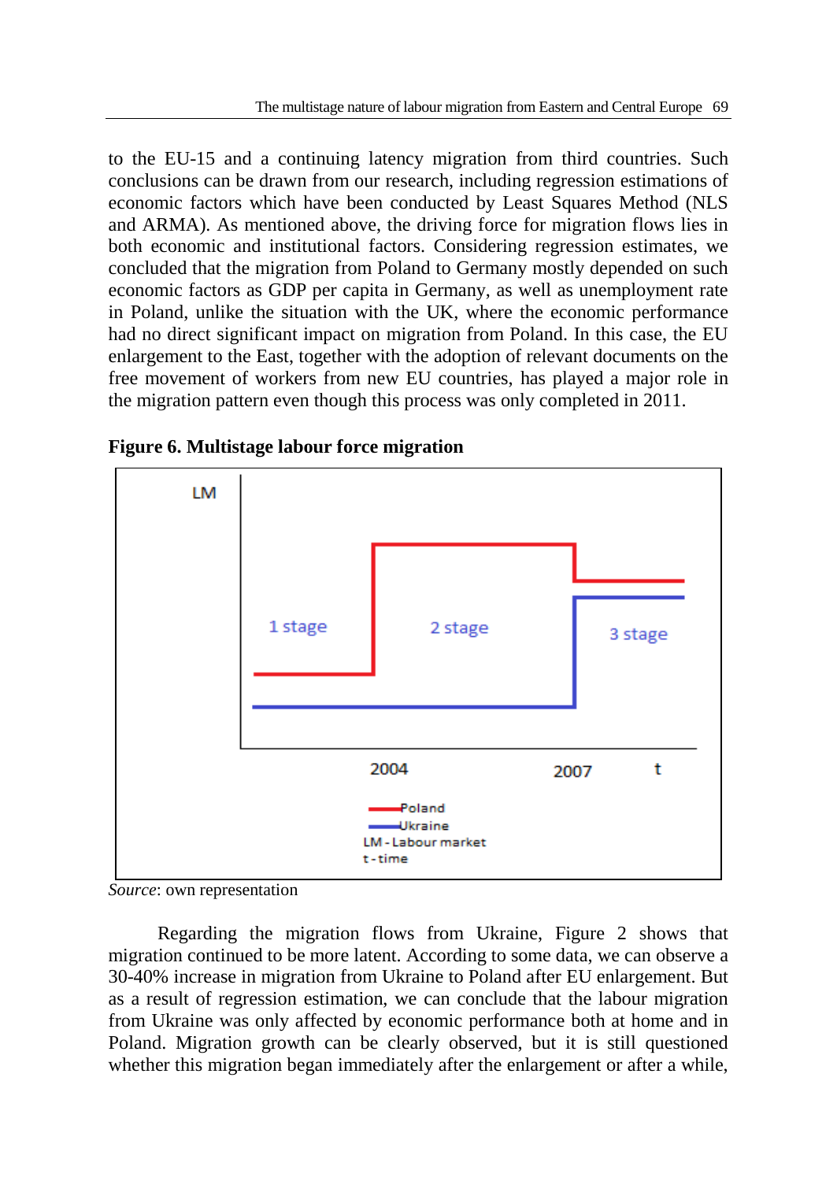to the EU-15 and a continuing latency migration from third countries. Such conclusions can be drawn from our research, including regression estimations of economic factors which have been conducted by Least Squares Method (NLS and ARMA). As mentioned above, the driving force for migration flows lies in both economic and institutional factors. Considering regression estimates, we concluded that the migration from Poland to Germany mostly depended on such economic factors as GDP per capita in Germany, as well as unemployment rate in Poland, unlike the situation with the UK, where the economic performance had no direct significant impact on migration from Poland. In this case, the EU enlargement to the East, together with the adoption of relevant documents on the free movement of workers from new EU countries, has played a major role in the migration pattern even though this process was only completed in 2011.

**Figure 6. Multistage labour force migration**

*Source*: own representation

Regarding the migration flows from Ukraine, Figure 2 shows that migration continued to be more latent. According to some data, we can observe a 30-40% increase in migration from Ukraine to Poland after EU enlargement. But as a result of regression estimation, we can conclude that the labour migration from Ukraine was only affected by economic performance both at home and in Poland. Migration growth can be clearly observed, but it is still questioned whether this migration began immediately after the enlargement or after a while,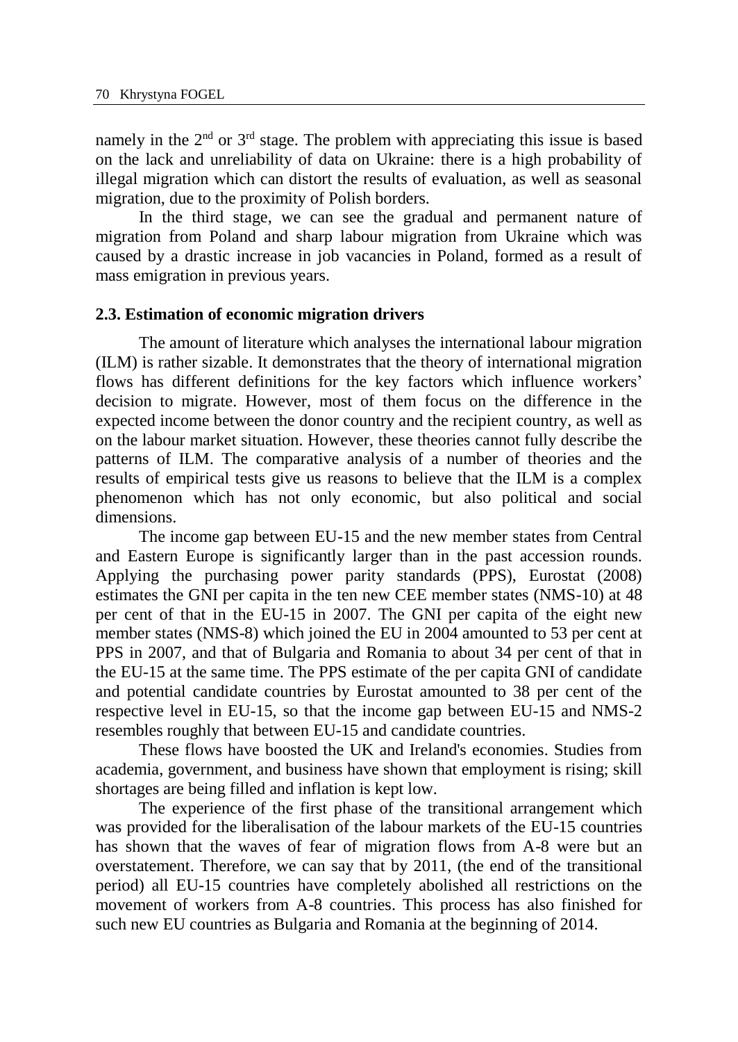namely in the 2nd or 3rd stage. The problem with appreciating this issue is based on the lack and unreliability of data on Ukraine: there is a high probability of illegal migration which can distort the results of evaluation, as well as seasonal migration, due to the proximity of Polish borders.

In the third stage, we can see the gradual and permanent nature of migration from Poland and sharp labour migration from Ukraine which was caused by a drastic increase in job vacancies in Poland, formed as a result of mass emigration in previous years.

### 2.3. Estimation of economic migration drivers

The amount of literature which analyses the international labour migration (ILM) is rather sizable. It demonstrates that the theory of international migration flows has different definitions for the key factors which influence workers' decision to migrate. However, most of them focus on the difference in the expected income between the donor country and the recipient country, as well as on the labour market situation. However, these theories cannot fully describe the patterns of ILM. The comparative analysis of a number of theories and the results of empirical tests give us reasons to believe that the ILM is a complex phenomenon which has not only economic, but also political and social dimensions.

The income gap between EU-15 and the new member states from Central and Eastern Europe is significantly larger than in the past accession rounds. Applying the purchasing power parity standards (PPS), Eurostat (2008) estimates the GNI per capita in the ten new CEE member states (NMS-10) at 48 per cent of that in the EU-15 in 2007. The GNI per capita of the eight new member states (NMS-8) which joined the EU in 2004 amounted to 53 per cent at PPS in 2007, and that of Bulgaria and Romania to about 34 per cent of that in the EU-15 at the same time. The PPS estimate of the per capita GNI of candidate and potential candidate countries by Eurostat amounted to 38 per cent of the respective level in EU-15, so that the income gap between EU-15 and NMS-2 resembles roughly that between EU-15 and candidate countries.

These flows have boosted the UK and Ireland's economies. Studies from academia, government, and business have shown that employment is rising; skill shortages are being filled and inflation is kept low.

The experience of the first phase of the transitional arrangement which was provided for the liberalisation of the labour markets of the EU-15 countries has shown that the waves of fear of migration flows from A-8 were but an overstatement. Therefore, we can say that by 2011, (the end of the transitional period) all EU-15 countries have completely abolished all restrictions on the movement of workers from A-8 countries. This process has also finished for such new EU countries as Bulgaria and Romania at the beginning of 2014.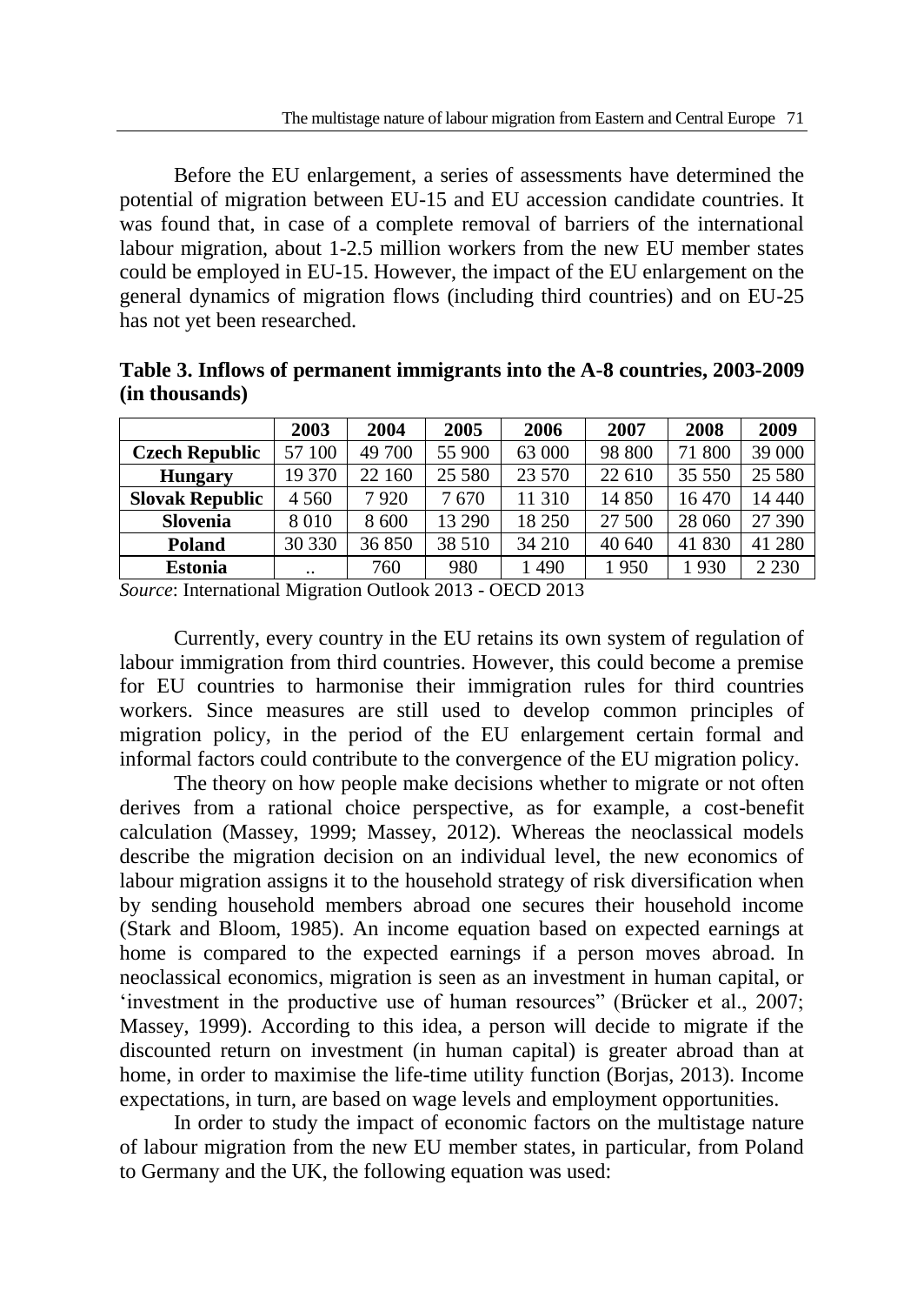Before the EU enlargement, a series of assessments have determined the potential of migration between EU-15 and EU accession candidate countries. It was found that, in case of a complete removal of barriers of the international labour migration, about 1-2.5 million workers from the new EU member states could be employed in EU-15. However, the impact of the EU enlargement on the general dynamics of migration flows (including third countries) and on EU-25 has not yet been researched.

**Table 3. Inflows of permanent immigrants into the A-8 countries, 2003-2009 (in thousands)**

| | 2003 | 2004 | 2005 | 2006 | 2007 | 2008 | 2009 |
|---|---|---|---|---|---|---|---|
| **Czech Republic** | 57 100 | 49 700 | 55 900 | 63 000 | 98 800 | 71 800 | 39 000 |
| **Hungary** | 19 370 | 22 160 | 25 580 | 23 570 | 22 610 | 35 550 | 25 580 |
| **Slovak Republic** | 4 560 | 7 920 | 7 670 | 11 310 | 14 850 | 16 470 | 14 440 |
| **Slovenia** | 8 010 | 8 600 | 13 290 | 18 250 | 27 500 | 28 060 | 27 390 |
| **Poland** | 30 330 | 36 850 | 38 510 | 34 210 | 40 640 | 41 830 | 41 280 |
| **Estonia** | .. | 760 | 980 | 1 490 | 1 950 | 1 930 | 2 230 |

*Source*: International Migration Outlook 2013 - OECD 2013

Currently, every country in the EU retains its own system of regulation of labour immigration from third countries. However, this could become a premise for EU countries to harmonise their immigration rules for third countries workers. Since measures are still used to develop common principles of migration policy, in the period of the EU enlargement certain formal and informal factors could contribute to the convergence of the EU migration policy.

The theory on how people make decisions whether to migrate or not often derives from a rational choice perspective, as for example, a cost-benefit calculation (Massey, 1999; Massey, 2012). Whereas the neoclassical models describe the migration decision on an individual level, the new economics of labour migration assigns it to the household strategy of risk diversification when by sending household members abroad one secures their household income (Stark and Bloom, 1985). An income equation based on expected earnings at home is compared to the expected earnings if a person moves abroad. In neoclassical economics, migration is seen as an investment in human capital, or 'investment in the productive use of human resources" (Brücker et al., 2007; Massey, 1999). According to this idea, a person will decide to migrate if the discounted return on investment (in human capital) is greater abroad than at home, in order to maximise the life-time utility function (Borjas, 2013). Income expectations, in turn, are based on wage levels and employment opportunities.

In order to study the impact of economic factors on the multistage nature of labour migration from the new EU member states, in particular, from Poland to Germany and the UK, the following equation was used: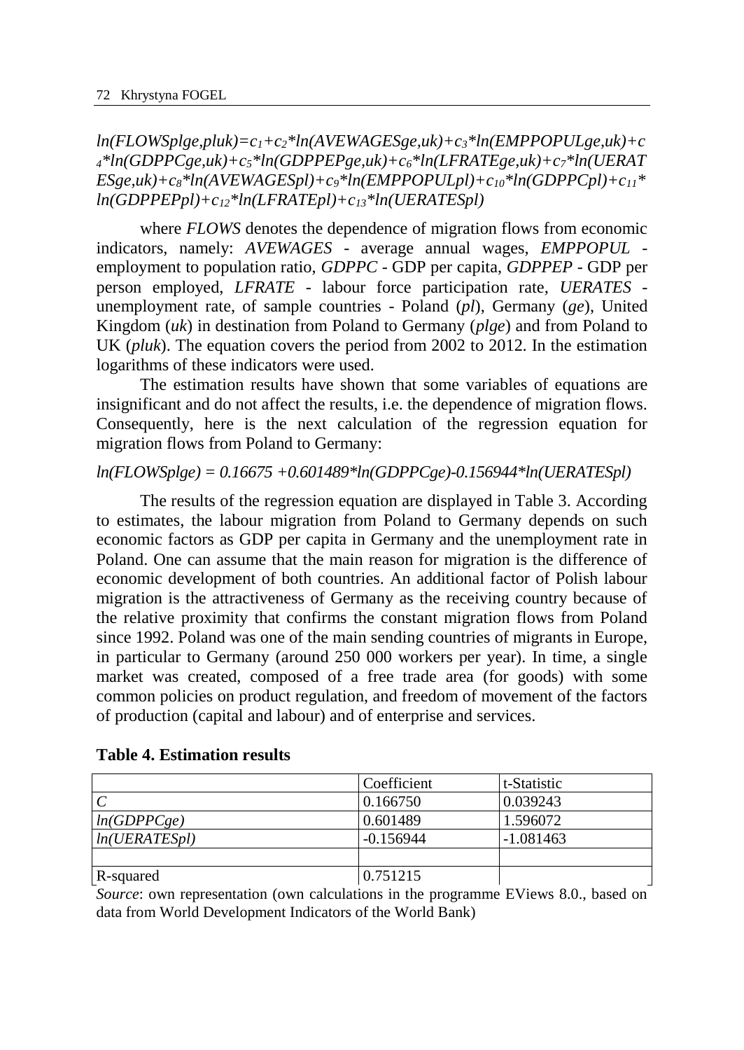$$ln(FLOWSplge,pluk)=c_1+c_2*ln(AVEWAGESge,uk)+c_3*ln(EMPPOPULge,uk)+c_4*ln(GDPPCge,uk)+c_5*ln(GDPPEPge,uk)+c_6*ln(LFRATEge,uk)+c_7*ln(UERATESge,uk)+c_8*ln(AVEWAGESpl)+c_9*ln(EMPPOPULpl)+c_{10}*ln(GDPPCpl)+c_{11}*ln(GDPPEPpl)+c_{12}*ln(LFRATEpl)+c_{13}*ln(UERATESpl)$$

where *FLOWS* denotes the dependence of migration flows from economic indicators, namely: *AVEWAGES* - average annual wages, *EMPPOPUL* - employment to population ratio, *GDPPC* - GDP per capita, *GDPPEP* - GDP per person employed, *LFRATE* - labour force participation rate, *UERATES* - unemployment rate, of sample countries - Poland (*pl*), Germany (*ge*), United Kingdom (*uk*) in destination from Poland to Germany (*plge*) and from Poland to UK (*pluk*). The equation covers the period from 2002 to 2012. In the estimation logarithms of these indicators were used.

The estimation results have shown that some variables of equations are insignificant and do not affect the results, i.e. the dependence of migration flows. Consequently, here is the next calculation of the regression equation for migration flows from Poland to Germany:

$$ln(FLOWSplge) = 0.16675 +0.601489*ln(GDPPCge)-0.156944*ln(UERATESpl)$$

The results of the regression equation are displayed in Table 3. According to estimates, the labour migration from Poland to Germany depends on such economic factors as GDP per capita in Germany and the unemployment rate in Poland. One can assume that the main reason for migration is the difference of economic development of both countries. An additional factor of Polish labour migration is the attractiveness of Germany as the receiving country because of the relative proximity that confirms the constant migration flows from Poland since 1992. Poland was one of the main sending countries of migrants in Europe, in particular to Germany (around 250 000 workers per year). In time, a single market was created, composed of a free trade area (for goods) with some common policies on product regulation, and freedom of movement of the factors of production (capital and labour) and of enterprise and services.

**Table 4. Estimation results**

| | Coefficient | t-Statistic |
|---|---|---|
| *C* | 0.166750 | 0.039243 |
| *ln(GDPPCge)* | 0.601489 | 1.596072 |
| *ln(UERATESpl)* | -0.156944 | -1.081463 |
| | | |
| R-squared | 0.751215 | |

*Source*: own representation (own calculations in the programme EViews 8.0., based on data from World Development Indicators of the World Bank)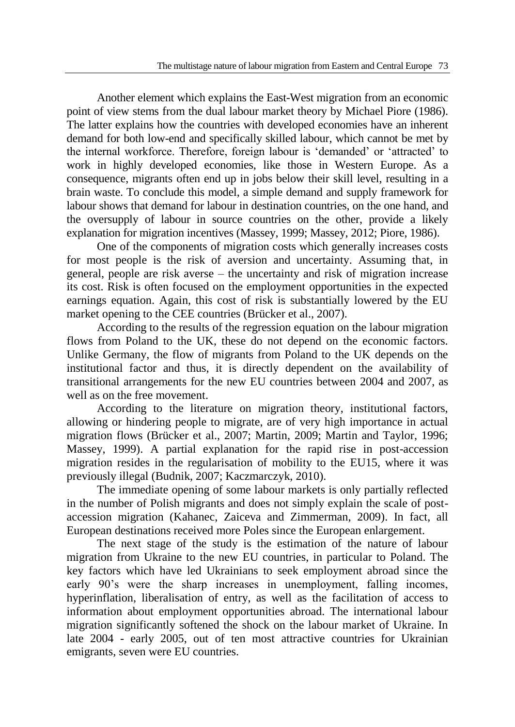Another element which explains the East-West migration from an economic point of view stems from the dual labour market theory by Michael Piore (1986). The latter explains how the countries with developed economies have an inherent demand for both low-end and specifically skilled labour, which cannot be met by the internal workforce. Therefore, foreign labour is 'demanded' or 'attracted' to work in highly developed economies, like those in Western Europe. As a consequence, migrants often end up in jobs below their skill level, resulting in a brain waste. To conclude this model, a simple demand and supply framework for labour shows that demand for labour in destination countries, on the one hand, and the oversupply of labour in source countries on the other, provide a likely explanation for migration incentives (Massey, 1999; Massey, 2012; Piore, 1986).

One of the components of migration costs which generally increases costs for most people is the risk of aversion and uncertainty. Assuming that, in general, people are risk averse – the uncertainty and risk of migration increase its cost. Risk is often focused on the employment opportunities in the expected earnings equation. Again, this cost of risk is substantially lowered by the EU market opening to the CEE countries (Brücker et al., 2007).

According to the results of the regression equation on the labour migration flows from Poland to the UK, these do not depend on the economic factors. Unlike Germany, the flow of migrants from Poland to the UK depends on the institutional factor and thus, it is directly dependent on the availability of transitional arrangements for the new EU countries between 2004 and 2007, as well as on the free movement.

According to the literature on migration theory, institutional factors, allowing or hindering people to migrate, are of very high importance in actual migration flows (Brücker et al., 2007; Martin, 2009; Martin and Taylor, 1996; Massey, 1999). A partial explanation for the rapid rise in post-accession migration resides in the regularisation of mobility to the EU15, where it was previously illegal (Budnik, 2007; Kaczmarczyk, 2010).

The immediate opening of some labour markets is only partially reflected in the number of Polish migrants and does not simply explain the scale of post-accession migration (Kahanec, Zaiceva and Zimmerman, 2009). In fact, all European destinations received more Poles since the European enlargement.

The next stage of the study is the estimation of the nature of labour migration from Ukraine to the new EU countries, in particular to Poland. The key factors which have led Ukrainians to seek employment abroad since the early 90's were the sharp increases in unemployment, falling incomes, hyperinflation, liberalisation of entry, as well as the facilitation of access to information about employment opportunities abroad. The international labour migration significantly softened the shock on the labour market of Ukraine. In late 2004 - early 2005, out of ten most attractive countries for Ukrainian emigrants, seven were EU countries.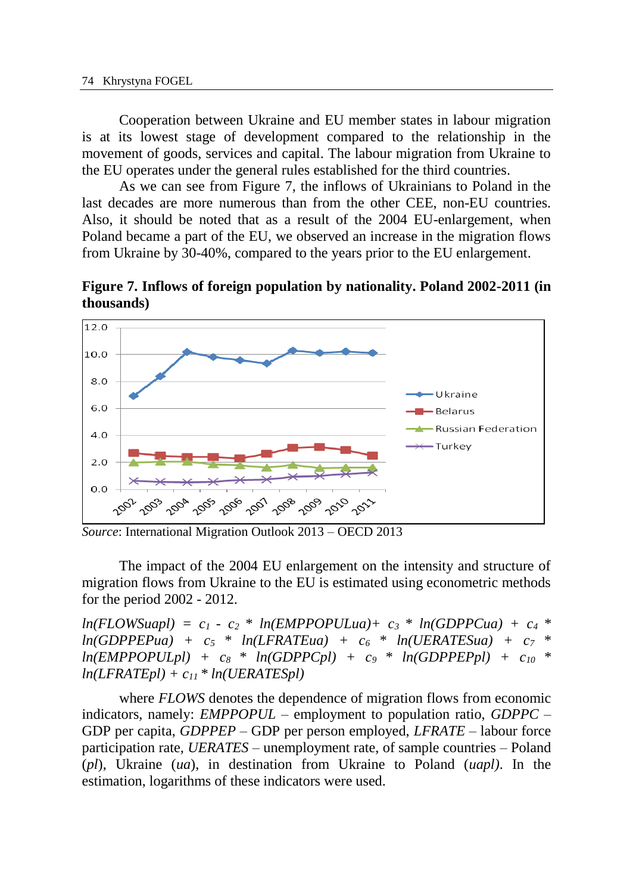Cooperation between Ukraine and EU member states in labour migration is at its lowest stage of development compared to the relationship in the movement of goods, services and capital. The labour migration from Ukraine to the EU operates under the general rules established for the third countries.

As we can see from Figure 7, the inflows of Ukrainians to Poland in the last decades are more numerous than from the other CEE, non-EU countries. Also, it should be noted that as a result of the 2004 EU-enlargement, when Poland became a part of the EU, we observed an increase in the migration flows from Ukraine by 30-40%, compared to the years prior to the EU enlargement.

**Figure 7. Inflows of foreign population by nationality. Poland 2002-2011 (in thousands)**

*Source*: International Migration Outlook 2013 – OECD 2013

The impact of the 2004 EU enlargement on the intensity and structure of migration flows from Ukraine to the EU is estimated using econometric methods for the period 2002 - 2012.

$$\ln(FLOWSuapl) = c_1 - c_2 * \ln(EMPPOPULua) + c_3 * \ln(GDPPCua) + c_4 * \ln(GDPPEPua) + c_5 * \ln(LFRATEua) + c_6 * \ln(UERATESua) + c_7 * \ln(EMPPOPULpl) + c_8 * \ln(GDPPCpl) + c_9 * \ln(GDPPEPpl) + c_{10} * \ln(LFRATEpl) + c_{11} * \ln(UERATESpl)$$

where *FLOWS* denotes the dependence of migration flows from economic indicators, namely: *EMPPOPUL* – employment to population ratio, *GDPPC* – GDP per capita, *GDPPEP* – GDP per person employed, *LFRATE* – labour force participation rate, *UERATES* – unemployment rate, of sample countries – Poland (*pl*), Ukraine (*ua*), in destination from Ukraine to Poland (*uapl)*. In the estimation, logarithms of these indicators were used.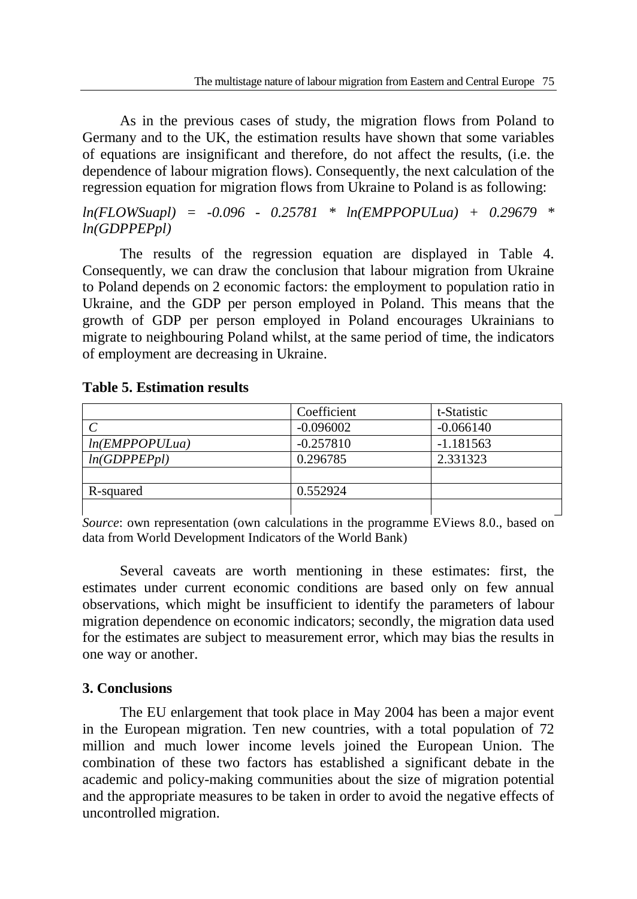As in the previous cases of study, the migration flows from Poland to Germany and to the UK, the estimation results have shown that some variables of equations are insignificant and therefore, do not affect the results, (i.e. the dependence of labour migration flows). Consequently, the next calculation of the regression equation for migration flows from Ukraine to Poland is as following:

$$ln(FLOWSuapl) = -0.096 - 0.25781 * ln(EMPPOPULua) + 0.29679 * ln(GDPPEPpl)$$

The results of the regression equation are displayed in Table 4. Consequently, we can draw the conclusion that labour migration from Ukraine to Poland depends on 2 economic factors: the employment to population ratio in Ukraine, and the GDP per person employed in Poland. This means that the growth of GDP per person employed in Poland encourages Ukrainians to migrate to neighbouring Poland whilst, at the same period of time, the indicators of employment are decreasing in Ukraine.

**Table 5. Estimation results**

| | Coefficient | t-Statistic |
|---|---|---|
| *C* | -0.096002 | -0.066140 |
| *ln(EMPPOPULua)* | -0.257810 | -1.181563 |
| *ln(GDPPEPpl)* | 0.296785 | 2.331323 |
| | | |
| R-squared | 0.552924 | |
| | | |

*Source*: own representation (own calculations in the programme EViews 8.0., based on data from World Development Indicators of the World Bank)

Several caveats are worth mentioning in these estimates: first, the estimates under current economic conditions are based only on few annual observations, which might be insufficient to identify the parameters of labour migration dependence on economic indicators; secondly, the migration data used for the estimates are subject to measurement error, which may bias the results in one way or another.

## 3. Conclusions

The EU enlargement that took place in May 2004 has been a major event in the European migration. Ten new countries, with a total population of 72 million and much lower income levels joined the European Union. The combination of these two factors has established a significant debate in the academic and policy-making communities about the size of migration potential and the appropriate measures to be taken in order to avoid the negative effects of uncontrolled migration.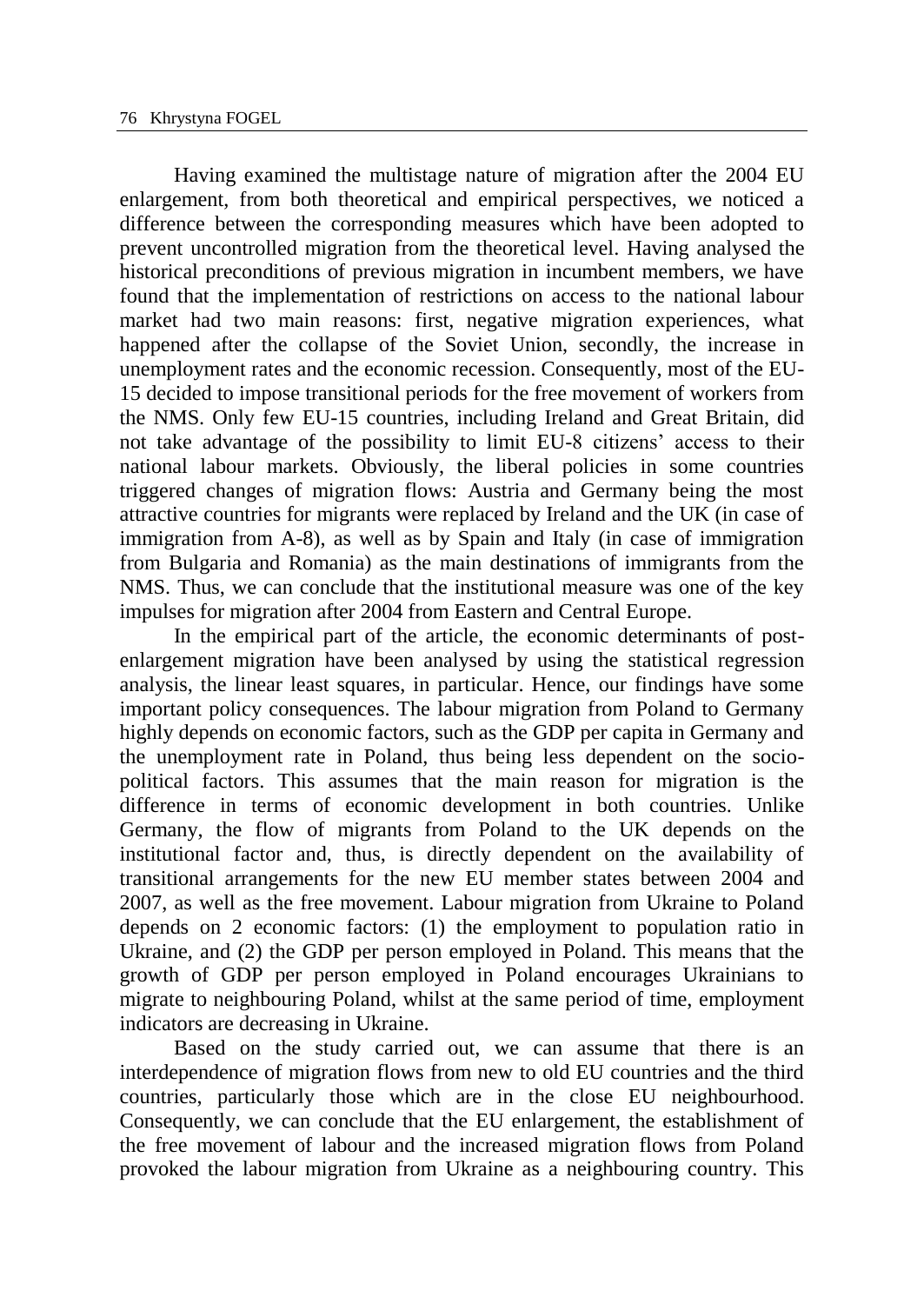Having examined the multistage nature of migration after the 2004 EU enlargement, from both theoretical and empirical perspectives, we noticed a difference between the corresponding measures which have been adopted to prevent uncontrolled migration from the theoretical level. Having analysed the historical preconditions of previous migration in incumbent members, we have found that the implementation of restrictions on access to the national labour market had two main reasons: first, negative migration experiences, what happened after the collapse of the Soviet Union, secondly, the increase in unemployment rates and the economic recession. Consequently, most of the EU-15 decided to impose transitional periods for the free movement of workers from the NMS. Only few EU-15 countries, including Ireland and Great Britain, did not take advantage of the possibility to limit EU-8 citizens' access to their national labour markets. Obviously, the liberal policies in some countries triggered changes of migration flows: Austria and Germany being the most attractive countries for migrants were replaced by Ireland and the UK (in case of immigration from A-8), as well as by Spain and Italy (in case of immigration from Bulgaria and Romania) as the main destinations of immigrants from the NMS. Thus, we can conclude that the institutional measure was one of the key impulses for migration after 2004 from Eastern and Central Europe.

In the empirical part of the article, the economic determinants of post-enlargement migration have been analysed by using the statistical regression analysis, the linear least squares, in particular. Hence, our findings have some important policy consequences. The labour migration from Poland to Germany highly depends on economic factors, such as the GDP per capita in Germany and the unemployment rate in Poland, thus being less dependent on the socio-political factors. This assumes that the main reason for migration is the difference in terms of economic development in both countries. Unlike Germany, the flow of migrants from Poland to the UK depends on the institutional factor and, thus, is directly dependent on the availability of transitional arrangements for the new EU member states between 2004 and 2007, as well as the free movement. Labour migration from Ukraine to Poland depends on 2 economic factors: (1) the employment to population ratio in Ukraine, and (2) the GDP per person employed in Poland. This means that the growth of GDP per person employed in Poland encourages Ukrainians to migrate to neighbouring Poland, whilst at the same period of time, employment indicators are decreasing in Ukraine.

Based on the study carried out, we can assume that there is an interdependence of migration flows from new to old EU countries and the third countries, particularly those which are in the close EU neighbourhood. Consequently, we can conclude that the EU enlargement, the establishment of the free movement of labour and the increased migration flows from Poland provoked the labour migration from Ukraine as a neighbouring country. This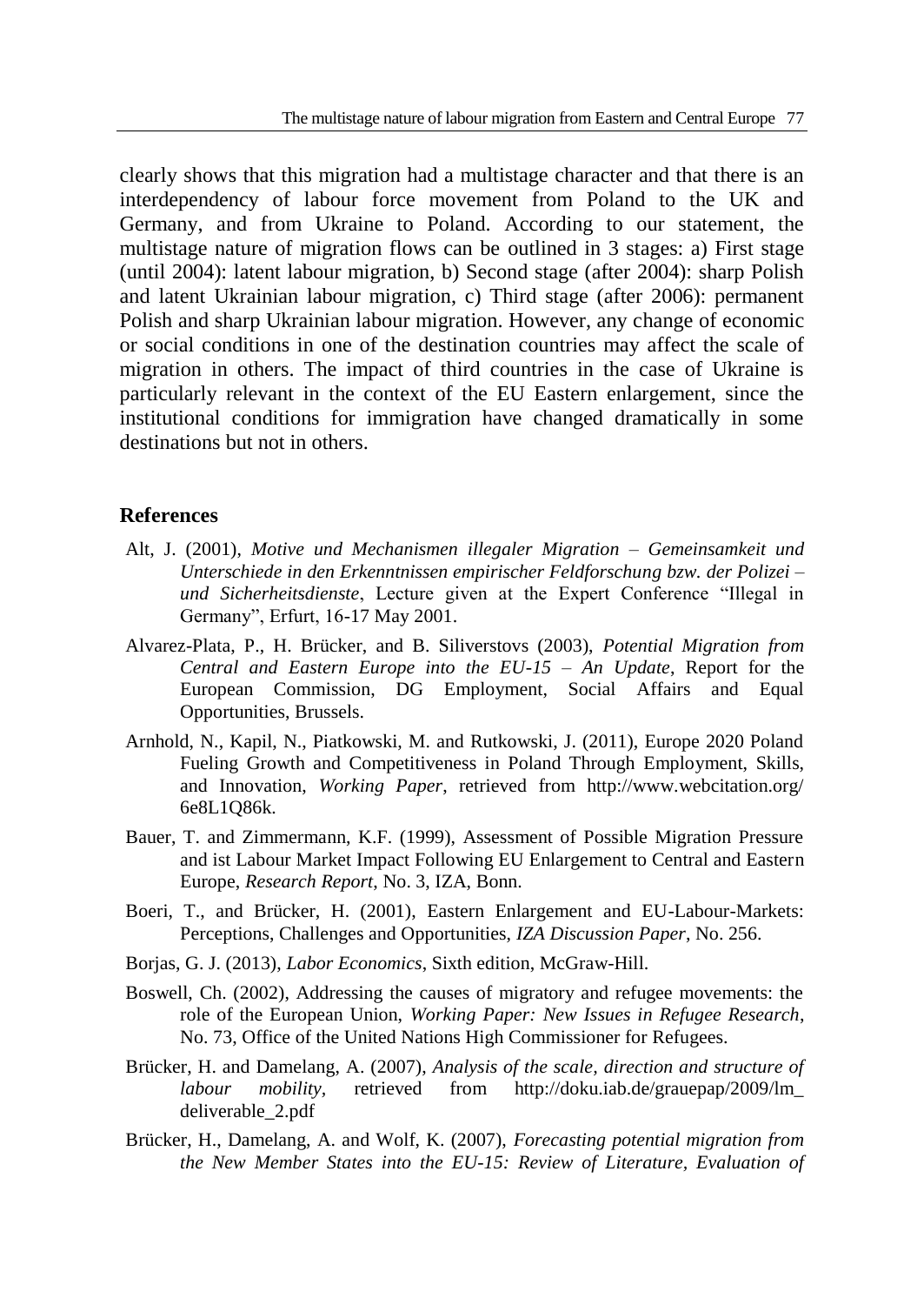clearly shows that this migration had a multistage character and that there is an interdependency of labour force movement from Poland to the UK and Germany, and from Ukraine to Poland. According to our statement, the multistage nature of migration flows can be outlined in 3 stages: a) First stage (until 2004): latent labour migration, b) Second stage (after 2004): sharp Polish and latent Ukrainian labour migration, c) Third stage (after 2006): permanent Polish and sharp Ukrainian labour migration. However, any change of economic or social conditions in one of the destination countries may affect the scale of migration in others. The impact of third countries in the case of Ukraine is particularly relevant in the context of the EU Eastern enlargement, since the institutional conditions for immigration have changed dramatically in some destinations but not in others.

## References

Alt, J. (2001), *Motive und Mechanismen illegaler Migration – Gemeinsamkeit und Unterschiede in den Erkenntnissen empirischer Feldforschung bzw. der Polizei – und Sicherheitsdienste*, Lecture given at the Expert Conference "Illegal in Germany", Erfurt, 16-17 May 2001.

Alvarez-Plata, P., H. Brücker, and B. Siliverstovs (2003), *Potential Migration from Central and Eastern Europe into the EU-15 – An Update*, Report for the European Commission, DG Employment, Social Affairs and Equal Opportunities, Brussels.

Arnhold, N., Kapil, N., Piatkowski, M. and Rutkowski, J. (2011), Europe 2020 Poland Fueling Growth and Competitiveness in Poland Through Employment, Skills, and Innovation, *Working Paper*, retrieved from http://www.webcitation.org/6e8L1Q86k.

Bauer, T. and Zimmermann, K.F. (1999), Assessment of Possible Migration Pressure and ist Labour Market Impact Following EU Enlargement to Central and Eastern Europe, *Research Report*, No. 3, IZA, Bonn.

Boeri, T., and Brücker, H. (2001), Eastern Enlargement and EU-Labour-Markets: Perceptions, Challenges and Opportunities, *IZA Discussion Paper*, No. 256.

Borjas, G. J. (2013), *Labor Economics*, Sixth edition, McGraw-Hill.

Boswell, Ch. (2002), Addressing the causes of migratory and refugee movements: the role of the European Union, *Working Paper: New Issues in Refugee Research*, No. 73, Office of the United Nations High Commissioner for Refugees.

Brücker, H. and Damelang, A. (2007), *Analysis of the scale, direction and structure of labour mobility*, retrieved from http://doku.iab.de/grauepap/2009/lm_deliverable_2.pdf

Brücker, H., Damelang, A. and Wolf, K. (2007), *Forecasting potential migration from the New Member States into the EU-15: Review of Literature, Evaluation of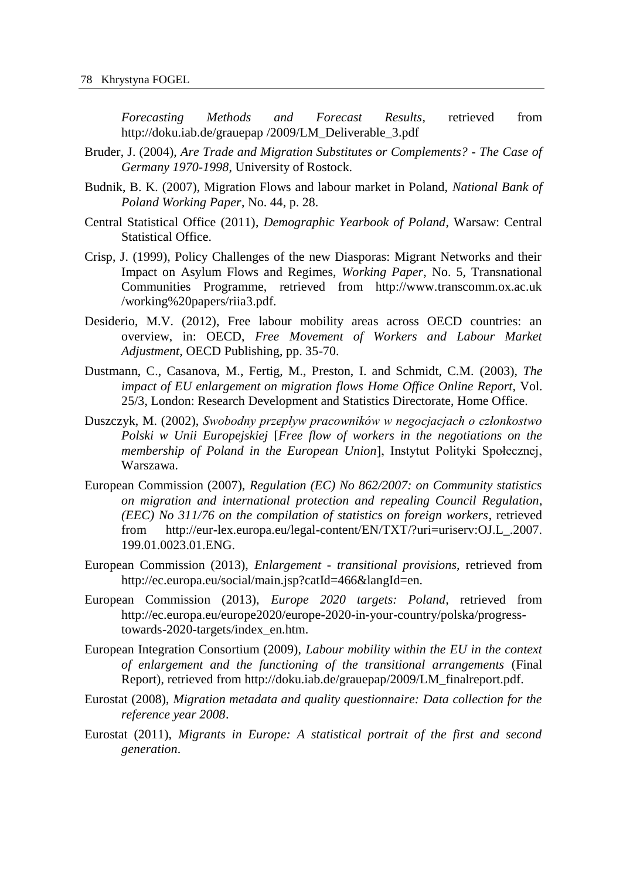*Forecasting Methods and Forecast Results*, retrieved from http://doku.iab.de/grauepap /2009/LM_Deliverable_3.pdf

Bruder, J. (2004), *Are Trade and Migration Substitutes or Complements? - The Case of Germany 1970-1998*, University of Rostock.

Budnik, B. K. (2007), Migration Flows and labour market in Poland, *National Bank of Poland Working Paper*, No. 44, p. 28.

Central Statistical Office (2011), *Demographic Yearbook of Poland*, Warsaw: Central Statistical Office.

Crisp, J. (1999), Policy Challenges of the new Diasporas: Migrant Networks and their Impact on Asylum Flows and Regimes, *Working Paper*, No. 5, Transnational Communities Programme, retrieved from http://www.transcomm.ox.ac.uk /working%20papers/riia3.pdf.

Desiderio, M.V. (2012), Free labour mobility areas across OECD countries: an overview, in: OECD, *Free Movement of Workers and Labour Market Adjustment*, OECD Publishing, pp. 35-70.

Dustmann, C., Casanova, M., Fertig, M., Preston, I. and Schmidt, C.M. (2003), *The impact of EU enlargement on migration flows Home Office Online Report*, Vol. 25/3, London: Research Development and Statistics Directorate, Home Office.

Duszczyk, M. (2002), *Swobodny przepływ pracowników w negocjacjach o członkostwo Polski w Unii Europejskiej* [*Free flow of workers in the negotiations on the membership of Poland in the European Union*], Instytut Polityki Społecznej, Warszawa.

European Commission (2007), *Regulation (EC) No 862/2007: on Community statistics on migration and international protection and repealing Council Regulation, (EEC) No 311/76 on the compilation of statistics on foreign workers*, retrieved from http://eur-lex.europa.eu/legal-content/EN/TXT/?uri=uriserv:OJ.L_.2007. 199.01.0023.01.ENG.

European Commission (2013), *Enlargement - transitional provisions*, retrieved from http://ec.europa.eu/social/main.jsp?catId=466&langId=en.

European Commission (2013), *Europe 2020 targets: Poland*, retrieved from http://ec.europa.eu/europe2020/europe-2020-in-your-country/polska/progress-towards-2020-targets/index_en.htm.

European Integration Consortium (2009), *Labour mobility within the EU in the context of enlargement and the functioning of the transitional arrangements* (Final Report), retrieved from http://doku.iab.de/grauepap/2009/LM_finalreport.pdf.

Eurostat (2008), *Migration metadata and quality questionnaire: Data collection for the reference year 2008*.

Eurostat (2011), *Migrants in Europe: A statistical portrait of the first and second generation*.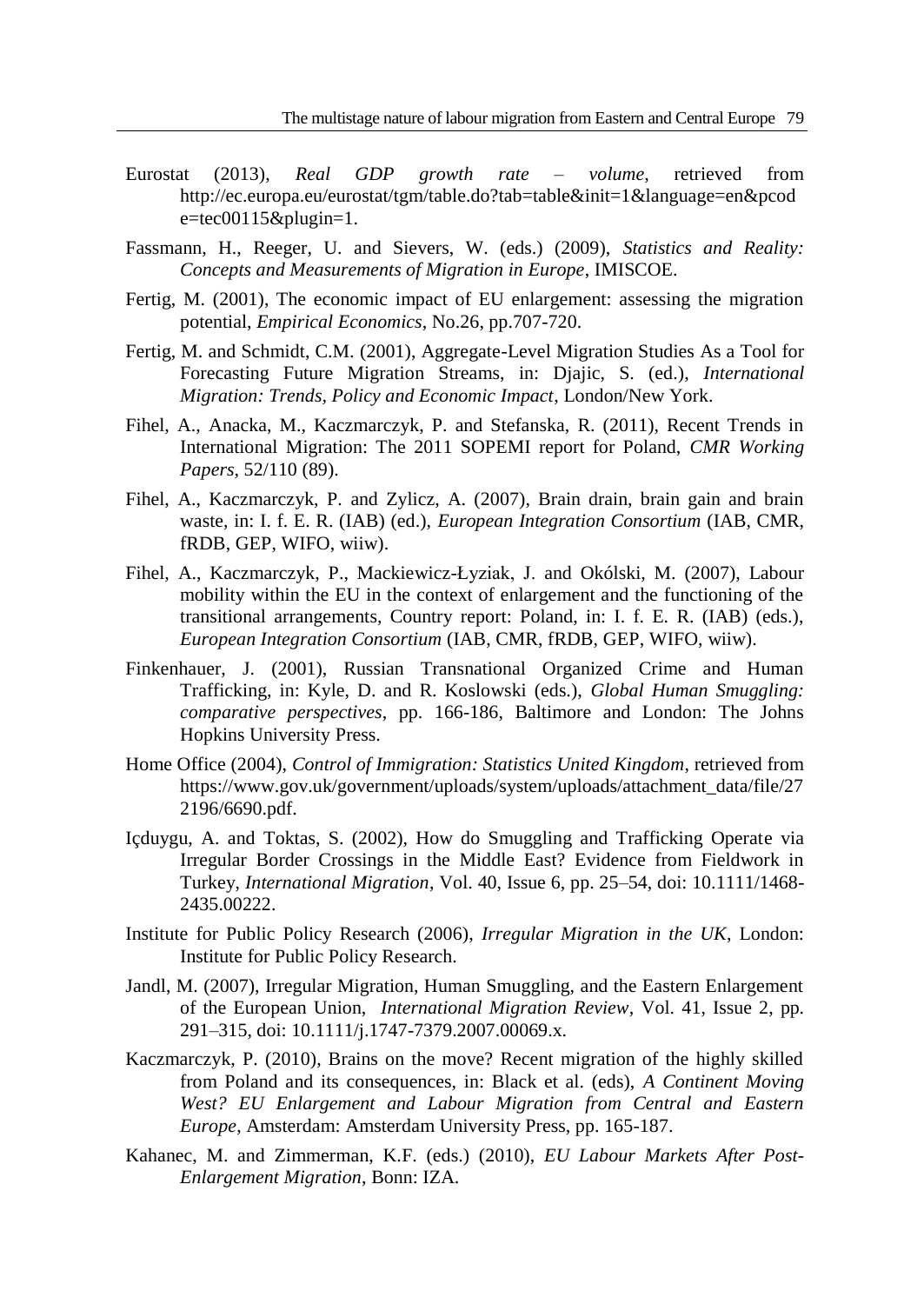Eurostat (2013), *Real GDP growth rate – volume*, retrieved from http://ec.europa.eu/eurostat/tgm/table.do?tab=table&init=1&language=en&pcode=tec00115&plugin=1.

Fassmann, H., Reeger, U. and Sievers, W. (eds.) (2009), *Statistics and Reality: Concepts and Measurements of Migration in Europe*, IMISCOE.

Fertig, M. (2001), The economic impact of EU enlargement: assessing the migration potential, *Empirical Economics*, No.26, pp.707-720.

Fertig, M. and Schmidt, C.M. (2001), Aggregate-Level Migration Studies As a Tool for Forecasting Future Migration Streams, in: Djajic, S. (ed.), *International Migration: Trends, Policy and Economic Impact*, London/New York.

Fihel, A., Anacka, M., Kaczmarczyk, P. and Stefanska, R. (2011), Recent Trends in International Migration: The 2011 SOPEMI report for Poland, *CMR Working Papers*, 52/110 (89).

Fihel, A., Kaczmarczyk, P. and Zylicz, A. (2007), Brain drain, brain gain and brain waste, in: I. f. E. R. (IAB) (ed.), *European Integration Consortium* (IAB, CMR, fRDB, GEP, WIFO, wiiw).

Fihel, A., Kaczmarczyk, P., Mackiewicz-Łyziak, J. and Okólski, M. (2007), Labour mobility within the EU in the context of enlargement and the functioning of the transitional arrangements, Country report: Poland, in: I. f. E. R. (IAB) (eds.), *European Integration Consortium* (IAB, CMR, fRDB, GEP, WIFO, wiiw).

Finkenhauer, J. (2001), Russian Transnational Organized Crime and Human Trafficking, in: Kyle, D. and R. Koslowski (eds.), *Global Human Smuggling: comparative perspectives*, pp. 166-186, Baltimore and London: The Johns Hopkins University Press.

Home Office (2004), *Control of Immigration: Statistics United Kingdom*, retrieved from https://www.gov.uk/government/uploads/system/uploads/attachment_data/file/272196/6690.pdf.

Içduygu, A. and Toktas, S. (2002), How do Smuggling and Trafficking Operate via Irregular Border Crossings in the Middle East? Evidence from Fieldwork in Turkey, *International Migration*, Vol. 40, Issue 6, pp. 25–54, doi: 10.1111/1468-2435.00222.

Institute for Public Policy Research (2006), *Irregular Migration in the UK*, London: Institute for Public Policy Research.

Jandl, M. (2007), Irregular Migration, Human Smuggling, and the Eastern Enlargement of the European Union, *International Migration Review*, Vol. 41, Issue 2, pp. 291–315, doi: 10.1111/j.1747-7379.2007.00069.x.

Kaczmarczyk, P. (2010), Brains on the move? Recent migration of the highly skilled from Poland and its consequences, in: Black et al. (eds), *A Continent Moving West? EU Enlargement and Labour Migration from Central and Eastern Europe*, Amsterdam: Amsterdam University Press, pp. 165-187.

Kahanec, M. and Zimmerman, K.F. (eds.) (2010), *EU Labour Markets After Post-Enlargement Migration*, Bonn: IZA.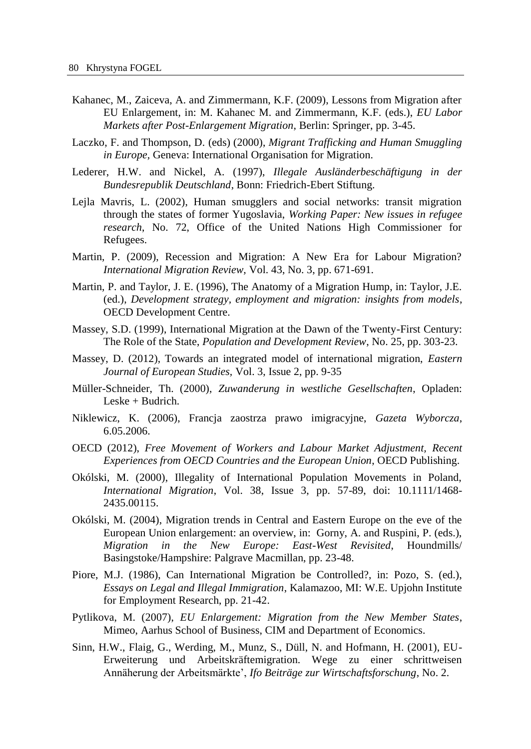Kahanec, M., Zaiceva, A. and Zimmermann, K.F. (2009), Lessons from Migration after EU Enlargement, in: M. Kahanec M. and Zimmermann, K.F. (eds.), *EU Labor Markets after Post-Enlargement Migration*, Berlin: Springer, pp. 3-45.

Laczko, F. and Thompson, D. (eds) (2000), *Migrant Trafficking and Human Smuggling in Europe*, Geneva: International Organisation for Migration.

Lederer, H.W. and Nickel, A. (1997), *Illegale Ausländerbeschäftigung in der Bundesrepublik Deutschland*, Bonn: Friedrich-Ebert Stiftung.

Lejla Mavris, L. (2002), Human smugglers and social networks: transit migration through the states of former Yugoslavia, *Working Paper: New issues in refugee research*, No. 72, Office of the United Nations High Commissioner for Refugees.

Martin, P. (2009), Recession and Migration: A New Era for Labour Migration? *International Migration Review*, Vol. 43, No. 3, pp. 671-691.

Martin, P. and Taylor, J. E. (1996), The Anatomy of a Migration Hump, in: Taylor, J.E. (ed.), *Development strategy, employment and migration: insights from models*, OECD Development Centre.

Massey, S.D. (1999), International Migration at the Dawn of the Twenty-First Century: The Role of the State, *Population and Development Review*, No. 25, pp. 303-23.

Massey, D. (2012), Towards an integrated model of international migration, *Eastern Journal of European Studies*, Vol. 3, Issue 2, pp. 9-35

Müller-Schneider, Th. (2000), *Zuwanderung in westliche Gesellschaften*, Opladen: Leske + Budrich.

Niklewicz, K. (2006), Francja zaostrza prawo imigracyjne, *Gazeta Wyborcza*, 6.05.2006.

OECD (2012), *Free Movement of Workers and Labour Market Adjustment, Recent Experiences from OECD Countries and the European Union*, OECD Publishing.

Okólski, M. (2000), Illegality of International Population Movements in Poland, *International Migration*, Vol. 38, Issue 3, pp. 57-89, doi: 10.1111/1468-2435.00115.

Okólski, M. (2004), Migration trends in Central and Eastern Europe on the eve of the European Union enlargement: an overview, in: Gorny, A. and Ruspini, P. (eds.), *Migration in the New Europe: East-West Revisited*, Houndmills/ Basingstoke/Hampshire: Palgrave Macmillan, pp. 23-48.

Piore, M.J. (1986), Can International Migration be Controlled?, in: Pozo, S. (ed.), *Essays on Legal and Illegal Immigration*, Kalamazoo, MI: W.E. Upjohn Institute for Employment Research, pp. 21-42.

Pytlikova, M. (2007), *EU Enlargement: Migration from the New Member States*, Mimeo, Aarhus School of Business, CIM and Department of Economics.

Sinn, H.W., Flaig, G., Werding, M., Munz, S., Düll, N. and Hofmann, H. (2001), EU-Erweiterung und Arbeitskräftemigration. Wege zu einer schrittweisen Annäherung der Arbeitsmärkte', *Ifo Beiträge zur Wirtschaftsforschung*, No. 2.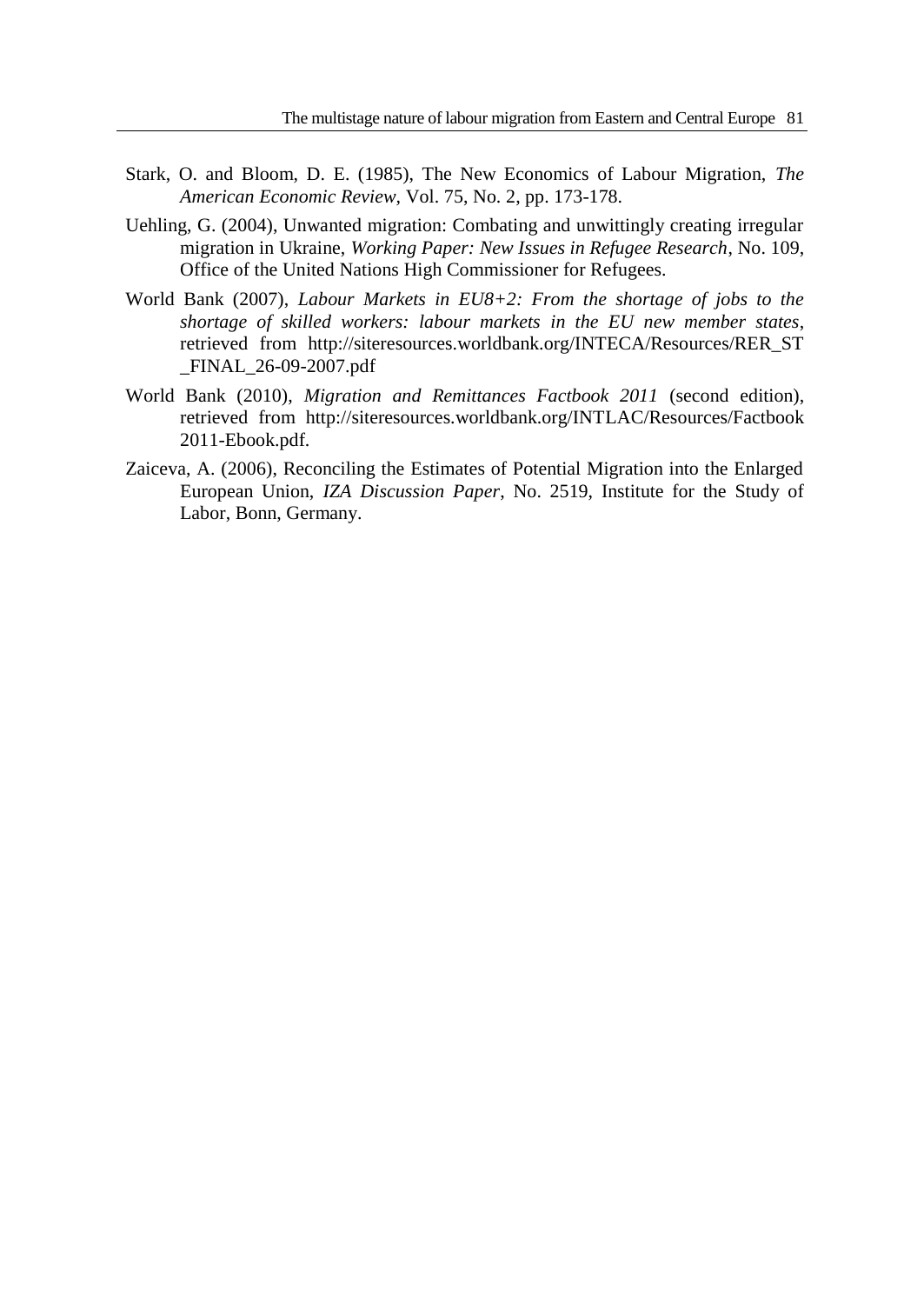Stark, O. and Bloom, D. E. (1985), The New Economics of Labour Migration, *The American Economic Review*, Vol. 75, No. 2, pp. 173-178.

Uehling, G. (2004), Unwanted migration: Combating and unwittingly creating irregular migration in Ukraine, *Working Paper: New Issues in Refugee Research*, No. 109, Office of the United Nations High Commissioner for Refugees.

World Bank (2007), *Labour Markets in EU8+2: From the shortage of jobs to the shortage of skilled workers: labour markets in the EU new member states*, retrieved from http://siteresources.worldbank.org/INTECA/Resources/RER_ST_FINAL_26-09-2007.pdf

World Bank (2010), *Migration and Remittances Factbook 2011* (second edition), retrieved from http://siteresources.worldbank.org/INTLAC/Resources/Factbook2011-Ebook.pdf.

Zaiceva, A. (2006), Reconciling the Estimates of Potential Migration into the Enlarged European Union, *IZA Discussion Paper*, No. 2519, Institute for the Study of Labor, Bonn, Germany.